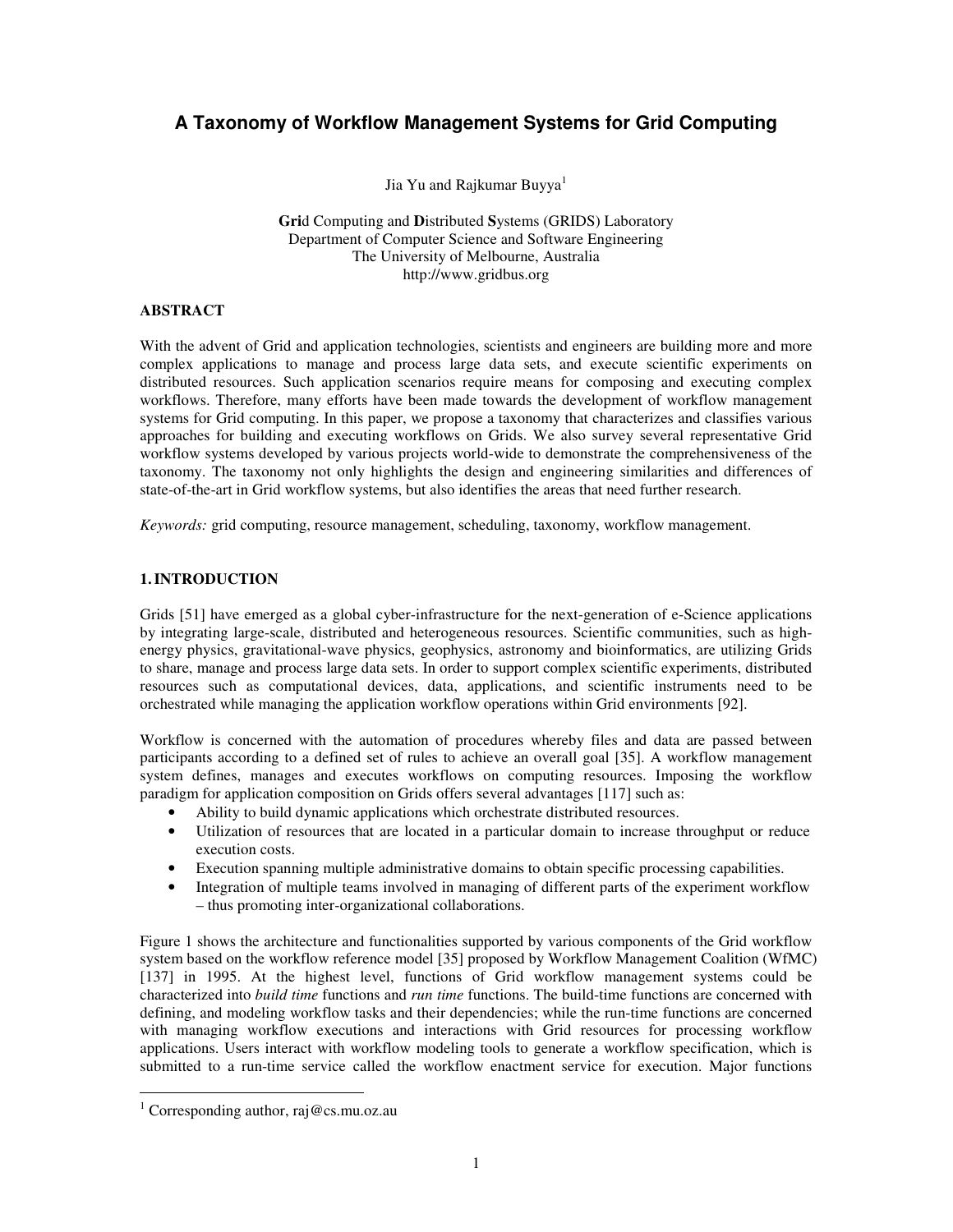# A Taxonomy of Workflow Management Systems for Grid Computing

Jia Yu and Rajkumar Buyya[1]

**Gri**d Computing and **D**istributed **S**ystems (GRIDS) Laboratory
Department of Computer Science and Software Engineering
The University of Melbourne, Australia
http://www.gridbus.org

## ABSTRACT

With the advent of Grid and application technologies, scientists and engineers are building more and more complex applications to manage and process large data sets, and execute scientific experiments on distributed resources. Such application scenarios require means for composing and executing complex workflows. Therefore, many efforts have been made towards the development of workflow management systems for Grid computing. In this paper, we propose a taxonomy that characterizes and classifies various approaches for building and executing workflows on Grids. We also survey several representative Grid workflow systems developed by various projects world-wide to demonstrate the comprehensiveness of the taxonomy. The taxonomy not only highlights the design and engineering similarities and differences of state-of-the-art in Grid workflow systems, but also identifies the areas that need further research.

*Keywords:* grid computing, resource management, scheduling, taxonomy, workflow management.

## 1. INTRODUCTION

Grids [51] have emerged as a global cyber-infrastructure for the next-generation of e-Science applications by integrating large-scale, distributed and heterogeneous resources. Scientific communities, such as high-energy physics, gravitational-wave physics, geophysics, astronomy and bioinformatics, are utilizing Grids to share, manage and process large data sets. In order to support complex scientific experiments, distributed resources such as computational devices, data, applications, and scientific instruments need to be orchestrated while managing the application workflow operations within Grid environments [92].

Workflow is concerned with the automation of procedures whereby files and data are passed between participants according to a defined set of rules to achieve an overall goal [35]. A workflow management system defines, manages and executes workflows on computing resources. Imposing the workflow paradigm for application composition on Grids offers several advantages [117] such as:

- Ability to build dynamic applications which orchestrate distributed resources.
- Utilization of resources that are located in a particular domain to increase throughput or reduce execution costs.
- Execution spanning multiple administrative domains to obtain specific processing capabilities.
- Integration of multiple teams involved in managing of different parts of the experiment workflow – thus promoting inter-organizational collaborations.

Figure 1 shows the architecture and functionalities supported by various components of the Grid workflow system based on the workflow reference model [35] proposed by Workflow Management Coalition (WfMC) [137] in 1995. At the highest level, functions of Grid workflow management systems could be characterized into *build time* functions and *run time* functions. The build-time functions are concerned with defining, and modeling workflow tasks and their dependencies; while the run-time functions are concerned with managing workflow executions and interactions with Grid resources for processing workflow applications. Users interact with workflow modeling tools to generate a workflow specification, which is submitted to a run-time service called the workflow enactment service for execution. Major functions

[1] Corresponding author, raj@cs.mu.oz.au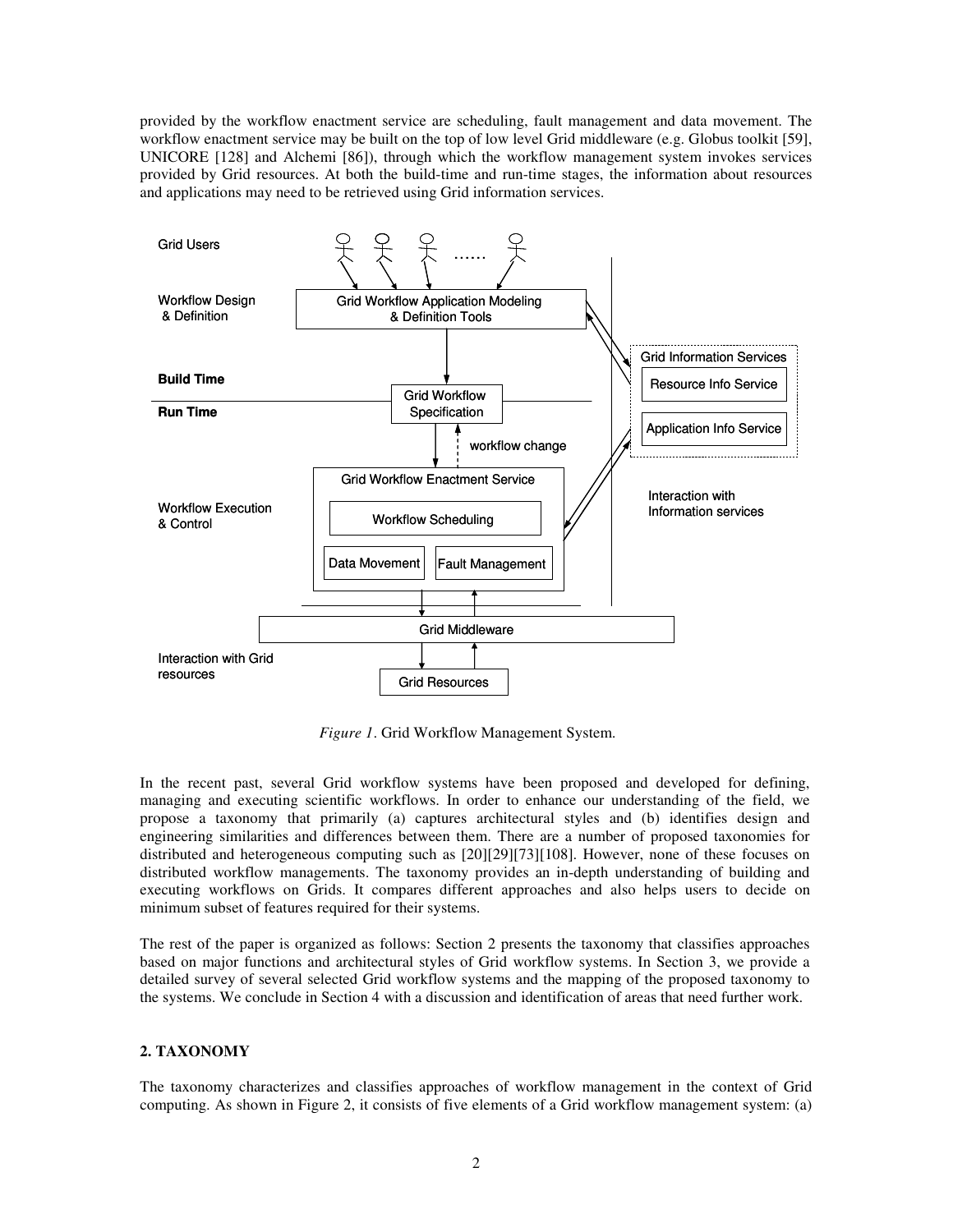provided by the workflow enactment service are scheduling, fault management and data movement. The workflow enactment service may be built on the top of low level Grid middleware (e.g. Globus toolkit [59], UNICORE [128] and Alchemi [86]), through which the workflow management system invokes services provided by Grid resources. At both the build-time and run-time stages, the information about resources and applications may need to be retrieved using Grid information services.

*Figure 1*. Grid Workflow Management System.

In the recent past, several Grid workflow systems have been proposed and developed for defining, managing and executing scientific workflows. In order to enhance our understanding of the field, we propose a taxonomy that primarily (a) captures architectural styles and (b) identifies design and engineering similarities and differences between them. There are a number of proposed taxonomies for distributed and heterogeneous computing such as [20][29][73][108]. However, none of these focuses on distributed workflow managements. The taxonomy provides an in-depth understanding of building and executing workflows on Grids. It compares different approaches and also helps users to decide on minimum subset of features required for their systems.

The rest of the paper is organized as follows: Section 2 presents the taxonomy that classifies approaches based on major functions and architectural styles of Grid workflow systems. In Section 3, we provide a detailed survey of several selected Grid workflow systems and the mapping of the proposed taxonomy to the systems. We conclude in Section 4 with a discussion and identification of areas that need further work.

## 2. TAXONOMY

The taxonomy characterizes and classifies approaches of workflow management in the context of Grid computing. As shown in Figure 2, it consists of five elements of a Grid workflow management system: (a)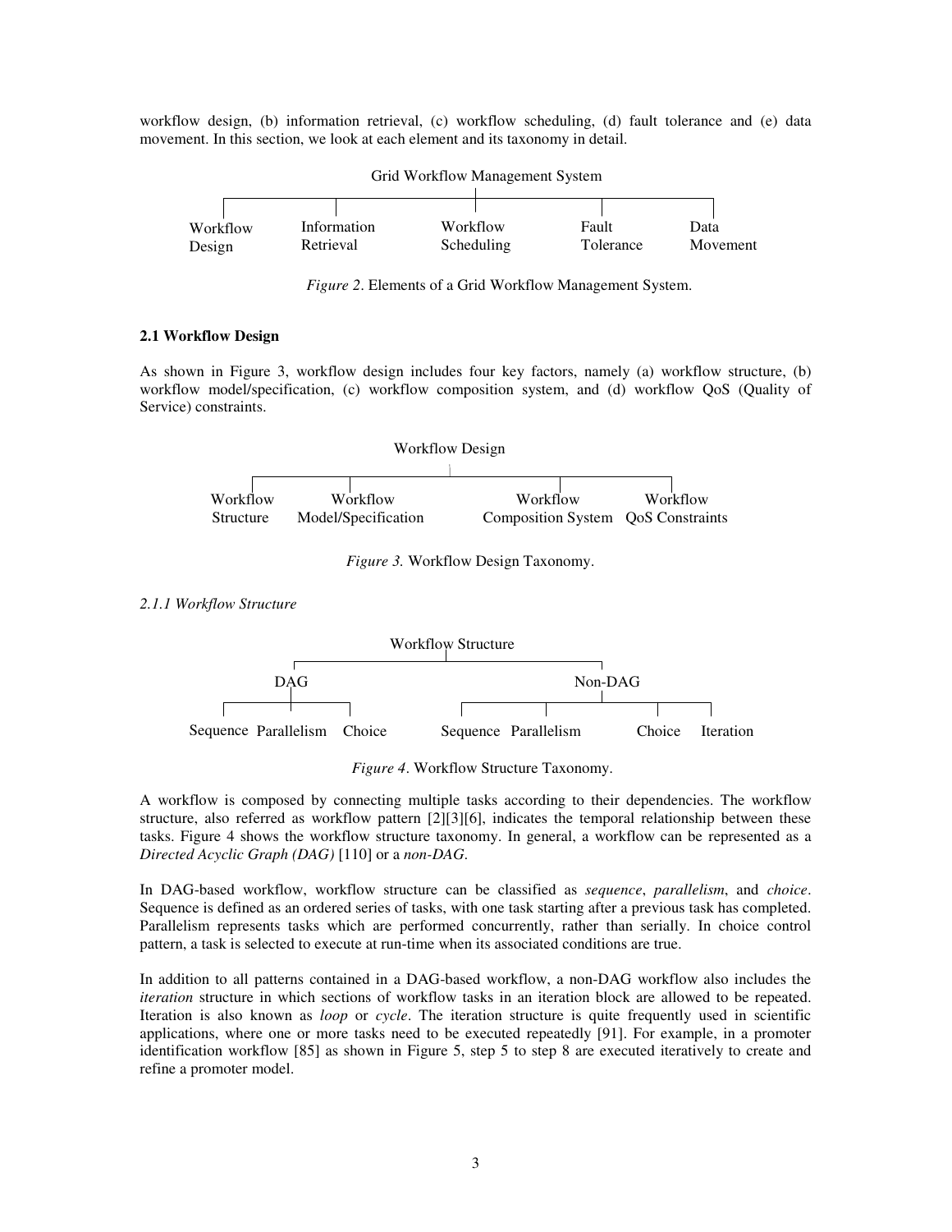workflow design, (b) information retrieval, (c) workflow scheduling, (d) fault tolerance and (e) data movement. In this section, we look at each element and its taxonomy in detail.

Grid Workflow Management System

- Workflow Design
- Information Retrieval
- Workflow Scheduling
- Fault Tolerance
- Data Movement

*Figure 2*. Elements of a Grid Workflow Management System.

### 2.1 Workflow Design

As shown in Figure 3, workflow design includes four key factors, namely (a) workflow structure, (b) workflow model/specification, (c) workflow composition system, and (d) workflow QoS (Quality of Service) constraints.

Workflow Design

- Workflow Structure
- Workflow Model/Specification
- Workflow Composition System
- Workflow QoS Constraints

*Figure 3.* Workflow Design Taxonomy.

#### *2.1.1 Workflow Structure*

Workflow Structure

- DAG
  - Sequence
  - Parallelism
  - Choice
- Non-DAG
  - Sequence
  - Parallelism
  - Choice
  - Iteration

*Figure 4*. Workflow Structure Taxonomy.

A workflow is composed by connecting multiple tasks according to their dependencies. The workflow structure, also referred as workflow pattern [2][3][6], indicates the temporal relationship between these tasks. Figure 4 shows the workflow structure taxonomy. In general, a workflow can be represented as a *Directed Acyclic Graph (DAG)* [110] or a *non-DAG*.

In DAG-based workflow, workflow structure can be classified as *sequence*, *parallelism*, and *choice*. Sequence is defined as an ordered series of tasks, with one task starting after a previous task has completed. Parallelism represents tasks which are performed concurrently, rather than serially. In choice control pattern, a task is selected to execute at run-time when its associated conditions are true.

In addition to all patterns contained in a DAG-based workflow, a non-DAG workflow also includes the *iteration* structure in which sections of workflow tasks in an iteration block are allowed to be repeated. Iteration is also known as *loop* or *cycle*. The iteration structure is quite frequently used in scientific applications, where one or more tasks need to be executed repeatedly [91]. For example, in a promoter identification workflow [85] as shown in Figure 5, step 5 to step 8 are executed iteratively to create and refine a promoter model.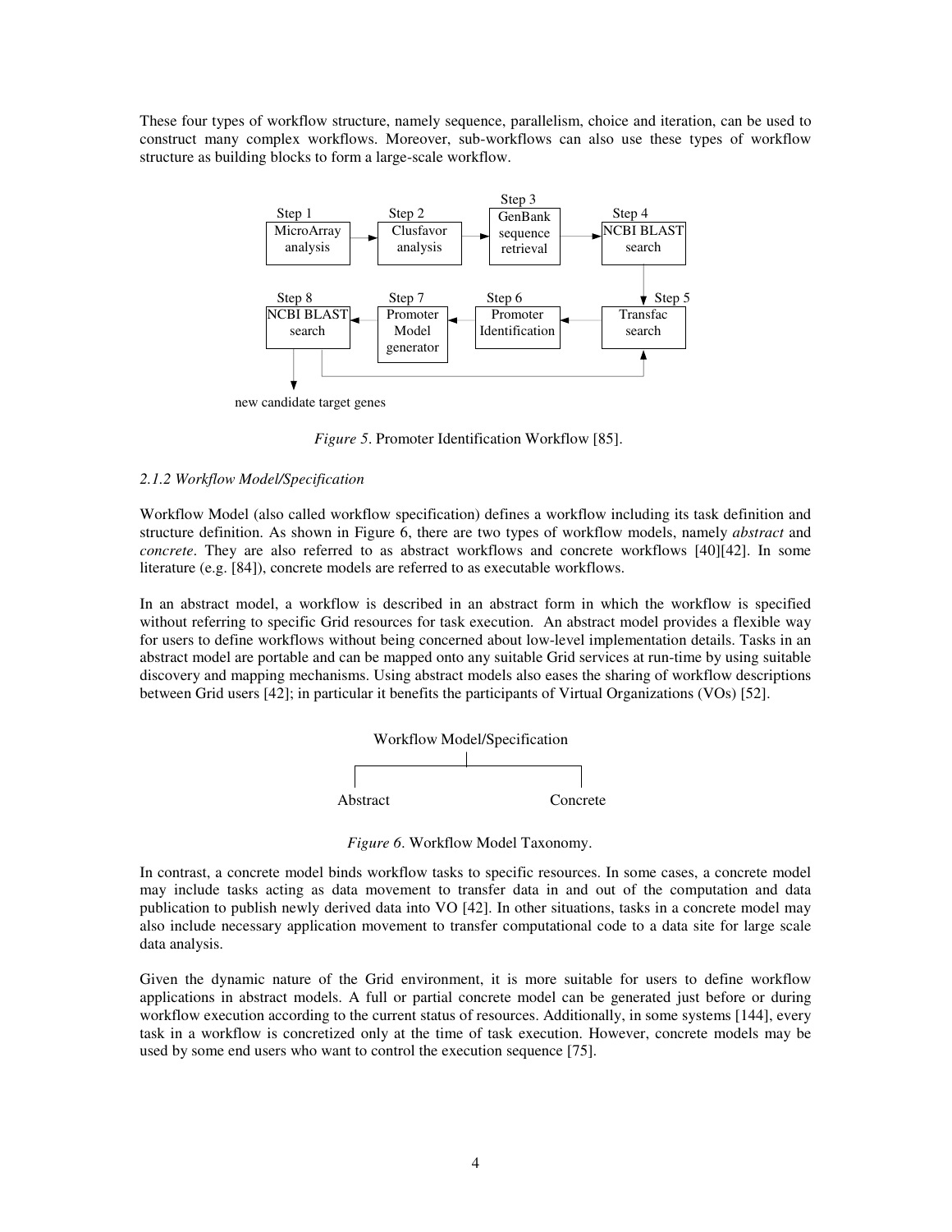These four types of workflow structure, namely sequence, parallelism, choice and iteration, can be used to construct many complex workflows. Moreover, sub-workflows can also use these types of workflow structure as building blocks to form a large-scale workflow.

*Figure 5*. Promoter Identification Workflow [85].

### *2.1.2 Workflow Model/Specification*

Workflow Model (also called workflow specification) defines a workflow including its task definition and structure definition. As shown in Figure 6, there are two types of workflow models, namely *abstract* and *concrete*. They are also referred to as abstract workflows and concrete workflows [40][42]. In some literature (e.g. [84]), concrete models are referred to as executable workflows.

In an abstract model, a workflow is described in an abstract form in which the workflow is specified without referring to specific Grid resources for task execution. An abstract model provides a flexible way for users to define workflows without being concerned about low-level implementation details. Tasks in an abstract model are portable and can be mapped onto any suitable Grid services at run-time by using suitable discovery and mapping mechanisms. Using abstract models also eases the sharing of workflow descriptions between Grid users [42]; in particular it benefits the participants of Virtual Organizations (VOs) [52].

*Figure 6*. Workflow Model Taxonomy.

In contrast, a concrete model binds workflow tasks to specific resources. In some cases, a concrete model may include tasks acting as data movement to transfer data in and out of the computation and data publication to publish newly derived data into VO [42]. In other situations, tasks in a concrete model may also include necessary application movement to transfer computational code to a data site for large scale data analysis.

Given the dynamic nature of the Grid environment, it is more suitable for users to define workflow applications in abstract models. A full or partial concrete model can be generated just before or during workflow execution according to the current status of resources. Additionally, in some systems [144], every task in a workflow is concretized only at the time of task execution. However, concrete models may be used by some end users who want to control the execution sequence [75].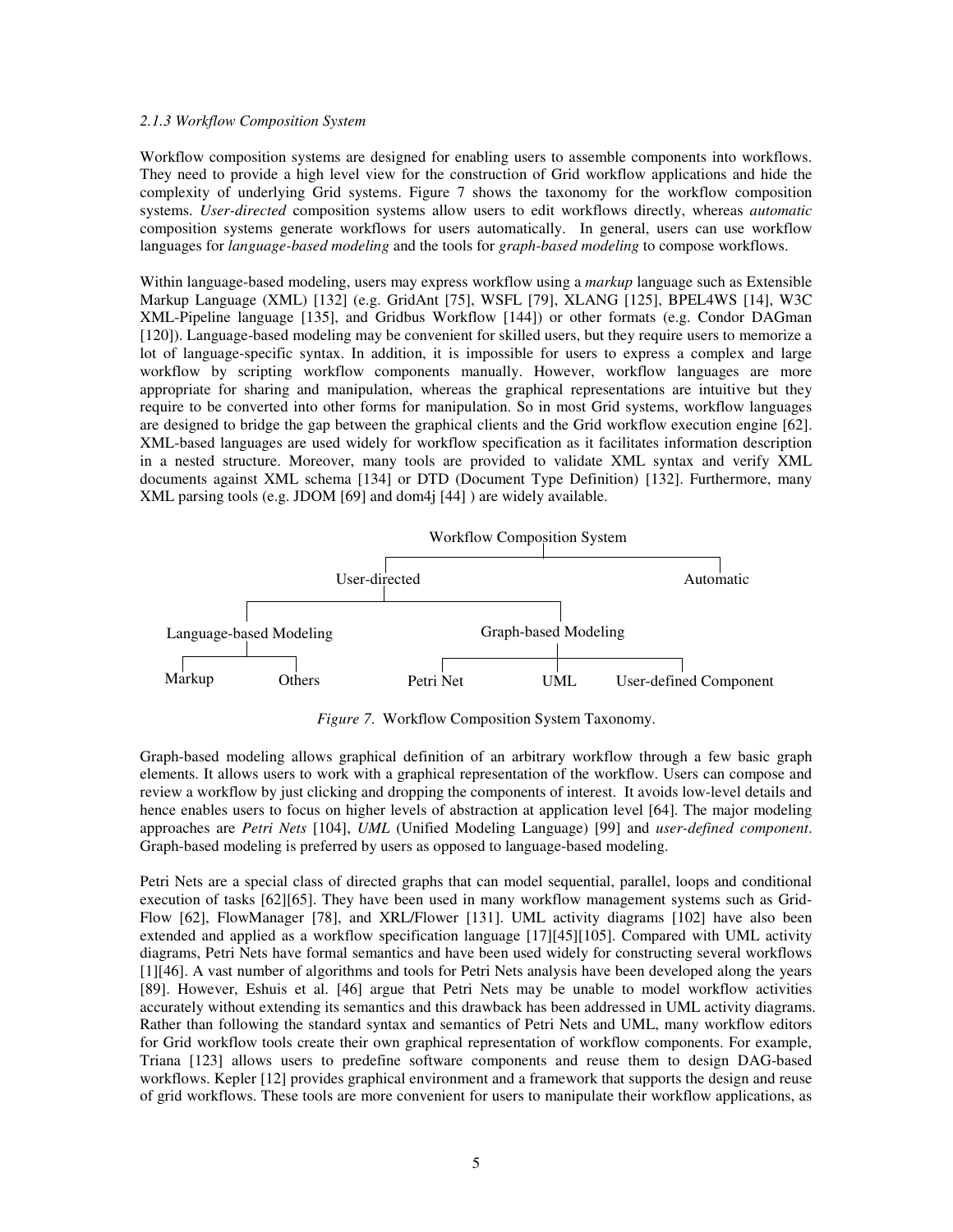### *2.1.3 Workflow Composition System*

Workflow composition systems are designed for enabling users to assemble components into workflows. They need to provide a high level view for the construction of Grid workflow applications and hide the complexity of underlying Grid systems. Figure 7 shows the taxonomy for the workflow composition systems. *User-directed* composition systems allow users to edit workflows directly, whereas *automatic* composition systems generate workflows for users automatically. In general, users can use workflow languages for *language-based modeling* and the tools for *graph-based modeling* to compose workflows.

Within language-based modeling, users may express workflow using a *markup* language such as Extensible Markup Language (XML) [132] (e.g. GridAnt [75], WSFL [79], XLANG [125], BPEL4WS [14], W3C XML-Pipeline language [135], and Gridbus Workflow [144]) or other formats (e.g. Condor DAGman [120]). Language-based modeling may be convenient for skilled users, but they require users to memorize a lot of language-specific syntax. In addition, it is impossible for users to express a complex and large workflow by scripting workflow components manually. However, workflow languages are more appropriate for sharing and manipulation, whereas the graphical representations are intuitive but they require to be converted into other forms for manipulation. So in most Grid systems, workflow languages are designed to bridge the gap between the graphical clients and the Grid workflow execution engine [62]. XML-based languages are used widely for workflow specification as it facilitates information description in a nested structure. Moreover, many tools are provided to validate XML syntax and verify XML documents against XML schema [134] or DTD (Document Type Definition) [132]. Furthermore, many XML parsing tools (e.g. JDOM [69] and dom4j [44] ) are widely available.

- Workflow Composition System
  - User-directed
    - Language-based Modeling
      - Markup
      - Others
    - Graph-based Modeling
      - Petri Net
      - UML
      - User-defined Component
  - Automatic

*Figure 7*. Workflow Composition System Taxonomy.

Graph-based modeling allows graphical definition of an arbitrary workflow through a few basic graph elements. It allows users to work with a graphical representation of the workflow. Users can compose and review a workflow by just clicking and dropping the components of interest. It avoids low-level details and hence enables users to focus on higher levels of abstraction at application level [64]. The major modeling approaches are *Petri Nets* [104], *UML* (Unified Modeling Language) [99] and *user-defined component*. Graph-based modeling is preferred by users as opposed to language-based modeling.

Petri Nets are a special class of directed graphs that can model sequential, parallel, loops and conditional execution of tasks [62][65]. They have been used in many workflow management systems such as Grid-Flow [62], FlowManager [78], and XRL/Flower [131]. UML activity diagrams [102] have also been extended and applied as a workflow specification language [17][45][105]. Compared with UML activity diagrams, Petri Nets have formal semantics and have been used widely for constructing several workflows [1][46]. A vast number of algorithms and tools for Petri Nets analysis have been developed along the years [89]. However, Eshuis et al. [46] argue that Petri Nets may be unable to model workflow activities accurately without extending its semantics and this drawback has been addressed in UML activity diagrams. Rather than following the standard syntax and semantics of Petri Nets and UML, many workflow editors for Grid workflow tools create their own graphical representation of workflow components. For example, Triana [123] allows users to predefine software components and reuse them to design DAG-based workflows. Kepler [12] provides graphical environment and a framework that supports the design and reuse of grid workflows. These tools are more convenient for users to manipulate their workflow applications, as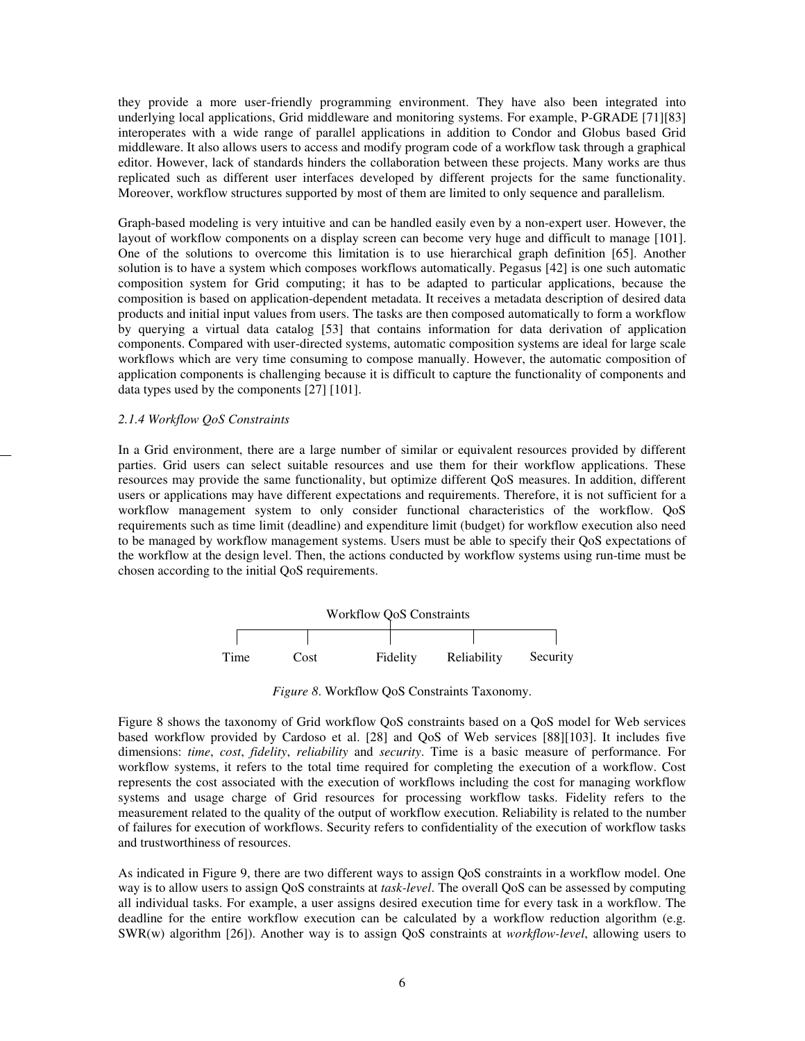they provide a more user-friendly programming environment. They have also been integrated into underlying local applications, Grid middleware and monitoring systems. For example, P-GRADE [71][83] interoperates with a wide range of parallel applications in addition to Condor and Globus based Grid middleware. It also allows users to access and modify program code of a workflow task through a graphical editor. However, lack of standards hinders the collaboration between these projects. Many works are thus replicated such as different user interfaces developed by different projects for the same functionality. Moreover, workflow structures supported by most of them are limited to only sequence and parallelism.

Graph-based modeling is very intuitive and can be handled easily even by a non-expert user. However, the layout of workflow components on a display screen can become very huge and difficult to manage [101]. One of the solutions to overcome this limitation is to use hierarchical graph definition [65]. Another solution is to have a system which composes workflows automatically. Pegasus [42] is one such automatic composition system for Grid computing; it has to be adapted to particular applications, because the composition is based on application-dependent metadata. It receives a metadata description of desired data products and initial input values from users. The tasks are then composed automatically to form a workflow by querying a virtual data catalog [53] that contains information for data derivation of application components. Compared with user-directed systems, automatic composition systems are ideal for large scale workflows which are very time consuming to compose manually. However, the automatic composition of application components is challenging because it is difficult to capture the functionality of components and data types used by the components [27] [101].

### *2.1.4 Workflow QoS Constraints*

In a Grid environment, there are a large number of similar or equivalent resources provided by different parties. Grid users can select suitable resources and use them for their workflow applications. These resources may provide the same functionality, but optimize different QoS measures. In addition, different users or applications may have different expectations and requirements. Therefore, it is not sufficient for a workflow management system to only consider functional characteristics of the workflow. QoS requirements such as time limit (deadline) and expenditure limit (budget) for workflow execution also need to be managed by workflow management systems. Users must be able to specify their QoS expectations of the workflow at the design level. Then, the actions conducted by workflow systems using run-time must be chosen according to the initial QoS requirements.

Workflow QoS Constraints

Time | Cost | Fidelity | Reliability | Security

*Figure 8*. Workflow QoS Constraints Taxonomy.

Figure 8 shows the taxonomy of Grid workflow QoS constraints based on a QoS model for Web services based workflow provided by Cardoso et al. [28] and QoS of Web services [88][103]. It includes five dimensions: *time*, *cost*, *fidelity*, *reliability* and *security*. Time is a basic measure of performance. For workflow systems, it refers to the total time required for completing the execution of a workflow. Cost represents the cost associated with the execution of workflows including the cost for managing workflow systems and usage charge of Grid resources for processing workflow tasks. Fidelity refers to the measurement related to the quality of the output of workflow execution. Reliability is related to the number of failures for execution of workflows. Security refers to confidentiality of the execution of workflow tasks and trustworthiness of resources.

As indicated in Figure 9, there are two different ways to assign QoS constraints in a workflow model. One way is to allow users to assign QoS constraints at *task-level*. The overall QoS can be assessed by computing all individual tasks. For example, a user assigns desired execution time for every task in a workflow. The deadline for the entire workflow execution can be calculated by a workflow reduction algorithm (e.g. SWR(w) algorithm [26]). Another way is to assign QoS constraints at *workflow-level*, allowing users to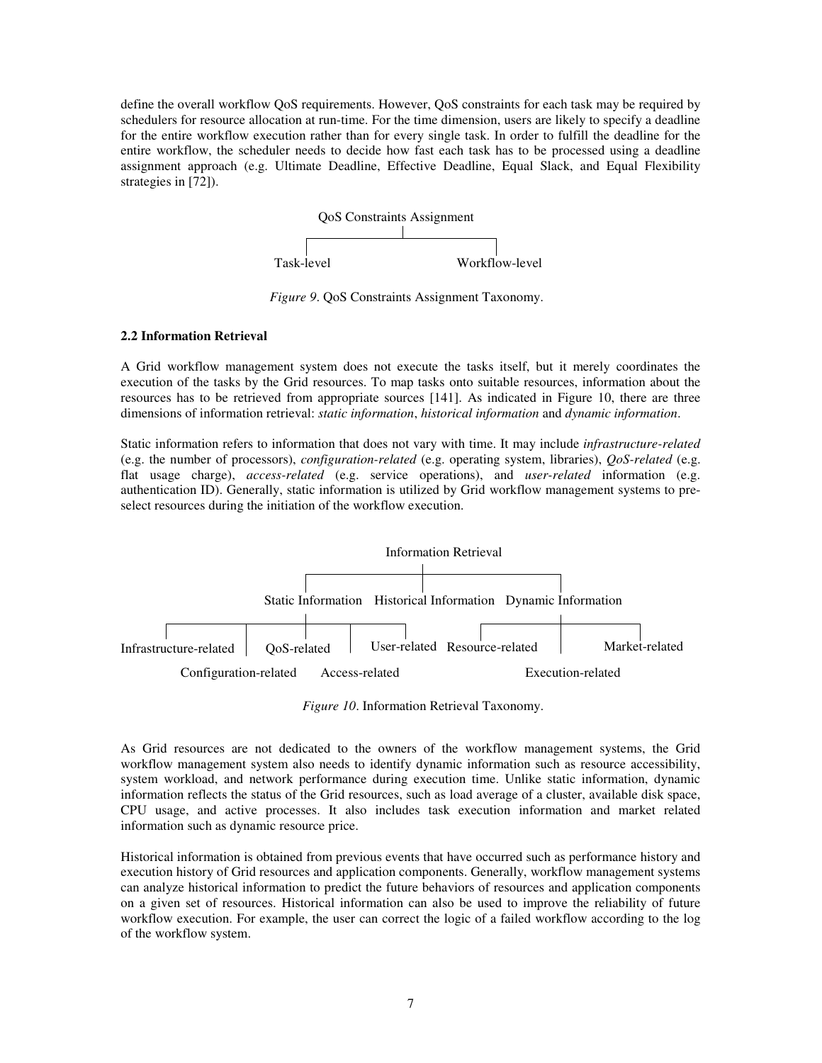define the overall workflow QoS requirements. However, QoS constraints for each task may be required by schedulers for resource allocation at run-time. For the time dimension, users are likely to specify a deadline for the entire workflow execution rather than for every single task. In order to fulfill the deadline for the entire workflow, the scheduler needs to decide how fast each task has to be processed using a deadline assignment approach (e.g. Ultimate Deadline, Effective Deadline, Equal Slack, and Equal Flexibility strategies in [72]).

QoS Constraints Assignment

Task-level    Workflow-level

*Figure 9*. QoS Constraints Assignment Taxonomy.

**2.2 Information Retrieval**

A Grid workflow management system does not execute the tasks itself, but it merely coordinates the execution of the tasks by the Grid resources. To map tasks onto suitable resources, information about the resources has to be retrieved from appropriate sources [141]. As indicated in Figure 10, there are three dimensions of information retrieval: *static information*, *historical information* and *dynamic information*.

Static information refers to information that does not vary with time. It may include *infrastructure-related* (e.g. the number of processors), *configuration-related* (e.g. operating system, libraries), *QoS-related* (e.g. flat usage charge), *access-related* (e.g. service operations), and *user-related* information (e.g. authentication ID). Generally, static information is utilized by Grid workflow management systems to pre-select resources during the initiation of the workflow execution.

Information Retrieval

Static Information    Historical Information    Dynamic Information

Infrastructure-related    Configuration-related    QoS-related    Access-related    User-related    Resource-related    Execution-related    Market-related

*Figure 10*. Information Retrieval Taxonomy.

As Grid resources are not dedicated to the owners of the workflow management systems, the Grid workflow management system also needs to identify dynamic information such as resource accessibility, system workload, and network performance during execution time. Unlike static information, dynamic information reflects the status of the Grid resources, such as load average of a cluster, available disk space, CPU usage, and active processes. It also includes task execution information and market related information such as dynamic resource price.

Historical information is obtained from previous events that have occurred such as performance history and execution history of Grid resources and application components. Generally, workflow management systems can analyze historical information to predict the future behaviors of resources and application components on a given set of resources. Historical information can also be used to improve the reliability of future workflow execution. For example, the user can correct the logic of a failed workflow according to the log of the workflow system.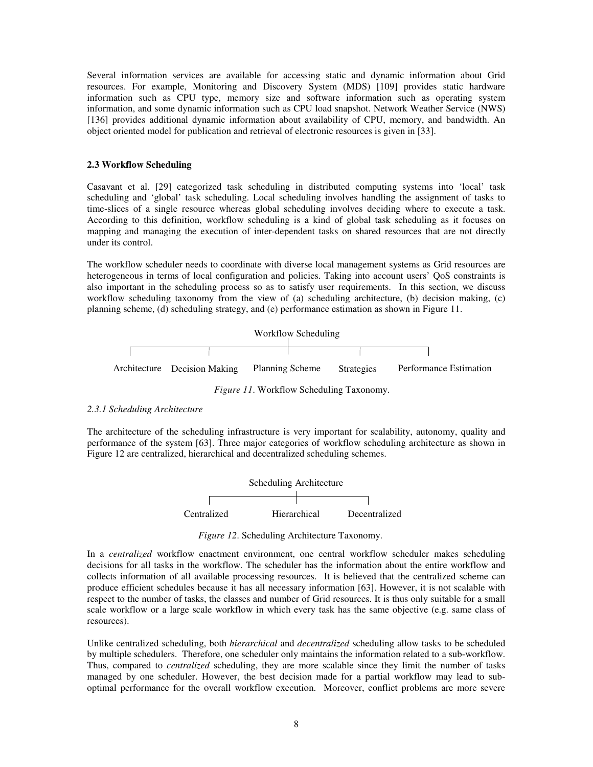Several information services are available for accessing static and dynamic information about Grid resources. For example, Monitoring and Discovery System (MDS) [109] provides static hardware information such as CPU type, memory size and software information such as operating system information, and some dynamic information such as CPU load snapshot. Network Weather Service (NWS) [136] provides additional dynamic information about availability of CPU, memory, and bandwidth. An object oriented model for publication and retrieval of electronic resources is given in [33].

### 2.3 Workflow Scheduling

Casavant et al. [29] categorized task scheduling in distributed computing systems into 'local' task scheduling and 'global' task scheduling. Local scheduling involves handling the assignment of tasks to time-slices of a single resource whereas global scheduling involves deciding where to execute a task. According to this definition, workflow scheduling is a kind of global task scheduling as it focuses on mapping and managing the execution of inter-dependent tasks on shared resources that are not directly under its control.

The workflow scheduler needs to coordinate with diverse local management systems as Grid resources are heterogeneous in terms of local configuration and policies. Taking into account users' QoS constraints is also important in the scheduling process so as to satisfy user requirements. In this section, we discuss workflow scheduling taxonomy from the view of (a) scheduling architecture, (b) decision making, (c) planning scheme, (d) scheduling strategy, and (e) performance estimation as shown in Figure 11.

Workflow Scheduling

Architecture    Decision Making    Planning Scheme    Strategies    Performance Estimation

*Figure 11*. Workflow Scheduling Taxonomy.

#### *2.3.1 Scheduling Architecture*

The architecture of the scheduling infrastructure is very important for scalability, autonomy, quality and performance of the system [63]. Three major categories of workflow scheduling architecture as shown in Figure 12 are centralized, hierarchical and decentralized scheduling schemes.

Scheduling Architecture

Centralized    Hierarchical    Decentralized

*Figure 12*. Scheduling Architecture Taxonomy.

In a *centralized* workflow enactment environment, one central workflow scheduler makes scheduling decisions for all tasks in the workflow. The scheduler has the information about the entire workflow and collects information of all available processing resources. It is believed that the centralized scheme can produce efficient schedules because it has all necessary information [63]. However, it is not scalable with respect to the number of tasks, the classes and number of Grid resources. It is thus only suitable for a small scale workflow or a large scale workflow in which every task has the same objective (e.g. same class of resources).

Unlike centralized scheduling, both *hierarchical* and *decentralized* scheduling allow tasks to be scheduled by multiple schedulers. Therefore, one scheduler only maintains the information related to a sub-workflow. Thus, compared to *centralized* scheduling, they are more scalable since they limit the number of tasks managed by one scheduler. However, the best decision made for a partial workflow may lead to sub-optimal performance for the overall workflow execution. Moreover, conflict problems are more severe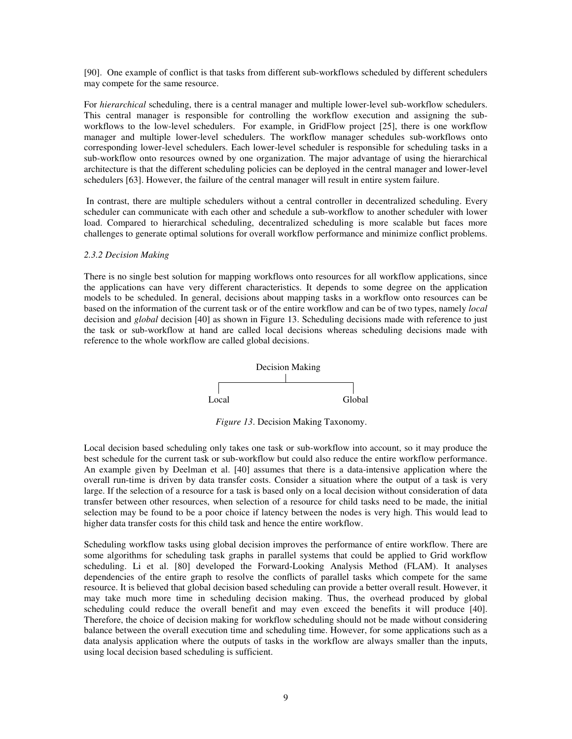[90]. One example of conflict is that tasks from different sub-workflows scheduled by different schedulers may compete for the same resource.

For *hierarchical* scheduling, there is a central manager and multiple lower-level sub-workflow schedulers. This central manager is responsible for controlling the workflow execution and assigning the sub-workflows to the low-level schedulers. For example, in GridFlow project [25], there is one workflow manager and multiple lower-level schedulers. The workflow manager schedules sub-workflows onto corresponding lower-level schedulers. Each lower-level scheduler is responsible for scheduling tasks in a sub-workflow onto resources owned by one organization. The major advantage of using the hierarchical architecture is that the different scheduling policies can be deployed in the central manager and lower-level schedulers [63]. However, the failure of the central manager will result in entire system failure.

In contrast, there are multiple schedulers without a central controller in decentralized scheduling. Every scheduler can communicate with each other and schedule a sub-workflow to another scheduler with lower load. Compared to hierarchical scheduling, decentralized scheduling is more scalable but faces more challenges to generate optimal solutions for overall workflow performance and minimize conflict problems.

### *2.3.2 Decision Making*

There is no single best solution for mapping workflows onto resources for all workflow applications, since the applications can have very different characteristics. It depends to some degree on the application models to be scheduled. In general, decisions about mapping tasks in a workflow onto resources can be based on the information of the current task or of the entire workflow and can be of two types, namely *local* decision and *global* decision [40] as shown in Figure 13. Scheduling decisions made with reference to just the task or sub-workflow at hand are called local decisions whereas scheduling decisions made with reference to the whole workflow are called global decisions.

```
          Decision Making
                |
       ---------------------
       |                   |
     Local               Global
```

*Figure 13*. Decision Making Taxonomy.

Local decision based scheduling only takes one task or sub-workflow into account, so it may produce the best schedule for the current task or sub-workflow but could also reduce the entire workflow performance. An example given by Deelman et al. [40] assumes that there is a data-intensive application where the overall run-time is driven by data transfer costs. Consider a situation where the output of a task is very large. If the selection of a resource for a task is based only on a local decision without consideration of data transfer between other resources, when selection of a resource for child tasks need to be made, the initial selection may be found to be a poor choice if latency between the nodes is very high. This would lead to higher data transfer costs for this child task and hence the entire workflow.

Scheduling workflow tasks using global decision improves the performance of entire workflow. There are some algorithms for scheduling task graphs in parallel systems that could be applied to Grid workflow scheduling. Li et al. [80] developed the Forward-Looking Analysis Method (FLAM). It analyses dependencies of the entire graph to resolve the conflicts of parallel tasks which compete for the same resource. It is believed that global decision based scheduling can provide a better overall result. However, it may take much more time in scheduling decision making. Thus, the overhead produced by global scheduling could reduce the overall benefit and may even exceed the benefits it will produce [40]. Therefore, the choice of decision making for workflow scheduling should not be made without considering balance between the overall execution time and scheduling time. However, for some applications such as a data analysis application where the outputs of tasks in the workflow are always smaller than the inputs, using local decision based scheduling is sufficient.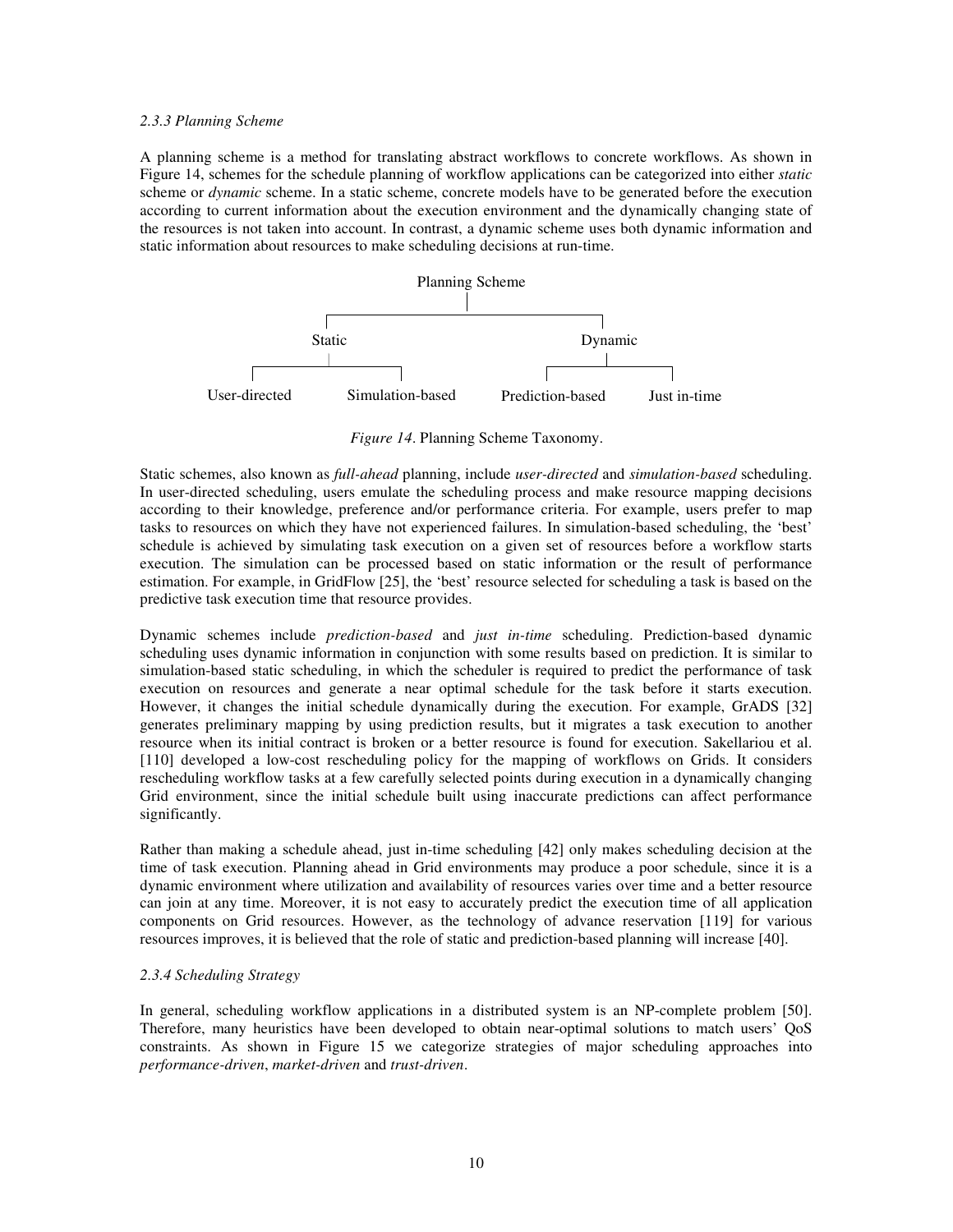*2.3.3 Planning Scheme*

A planning scheme is a method for translating abstract workflows to concrete workflows. As shown in Figure 14, schemes for the schedule planning of workflow applications can be categorized into either *static* scheme or *dynamic* scheme. In a static scheme, concrete models have to be generated before the execution according to current information about the execution environment and the dynamically changing state of the resources is not taken into account. In contrast, a dynamic scheme uses both dynamic information and static information about resources to make scheduling decisions at run-time.

```
                          Planning Scheme
                 ┌──────────────┴──────────────┐
               Static                        Dynamic
        ┌────────┴────────┐            ┌────────┴────────┐
  User-directed    Simulation-based  Prediction-based  Just in-time
```

*Figure 14*. Planning Scheme Taxonomy.

Static schemes, also known as *full-ahead* planning, include *user-directed* and *simulation-based* scheduling. In user-directed scheduling, users emulate the scheduling process and make resource mapping decisions according to their knowledge, preference and/or performance criteria. For example, users prefer to map tasks to resources on which they have not experienced failures. In simulation-based scheduling, the 'best' schedule is achieved by simulating task execution on a given set of resources before a workflow starts execution. The simulation can be processed based on static information or the result of performance estimation. For example, in GridFlow [25], the 'best' resource selected for scheduling a task is based on the predictive task execution time that resource provides.

Dynamic schemes include *prediction-based* and *just in-time* scheduling. Prediction-based dynamic scheduling uses dynamic information in conjunction with some results based on prediction. It is similar to simulation-based static scheduling, in which the scheduler is required to predict the performance of task execution on resources and generate a near optimal schedule for the task before it starts execution. However, it changes the initial schedule dynamically during the execution. For example, GrADS [32] generates preliminary mapping by using prediction results, but it migrates a task execution to another resource when its initial contract is broken or a better resource is found for execution. Sakellariou et al. [110] developed a low-cost rescheduling policy for the mapping of workflows on Grids. It considers rescheduling workflow tasks at a few carefully selected points during execution in a dynamically changing Grid environment, since the initial schedule built using inaccurate predictions can affect performance significantly.

Rather than making a schedule ahead, just in-time scheduling [42] only makes scheduling decision at the time of task execution. Planning ahead in Grid environments may produce a poor schedule, since it is a dynamic environment where utilization and availability of resources varies over time and a better resource can join at any time. Moreover, it is not easy to accurately predict the execution time of all application components on Grid resources. However, as the technology of advance reservation [119] for various resources improves, it is believed that the role of static and prediction-based planning will increase [40].

*2.3.4 Scheduling Strategy*

In general, scheduling workflow applications in a distributed system is an NP-complete problem [50]. Therefore, many heuristics have been developed to obtain near-optimal solutions to match users' QoS constraints. As shown in Figure 15 we categorize strategies of major scheduling approaches into *performance-driven*, *market-driven* and *trust-driven*.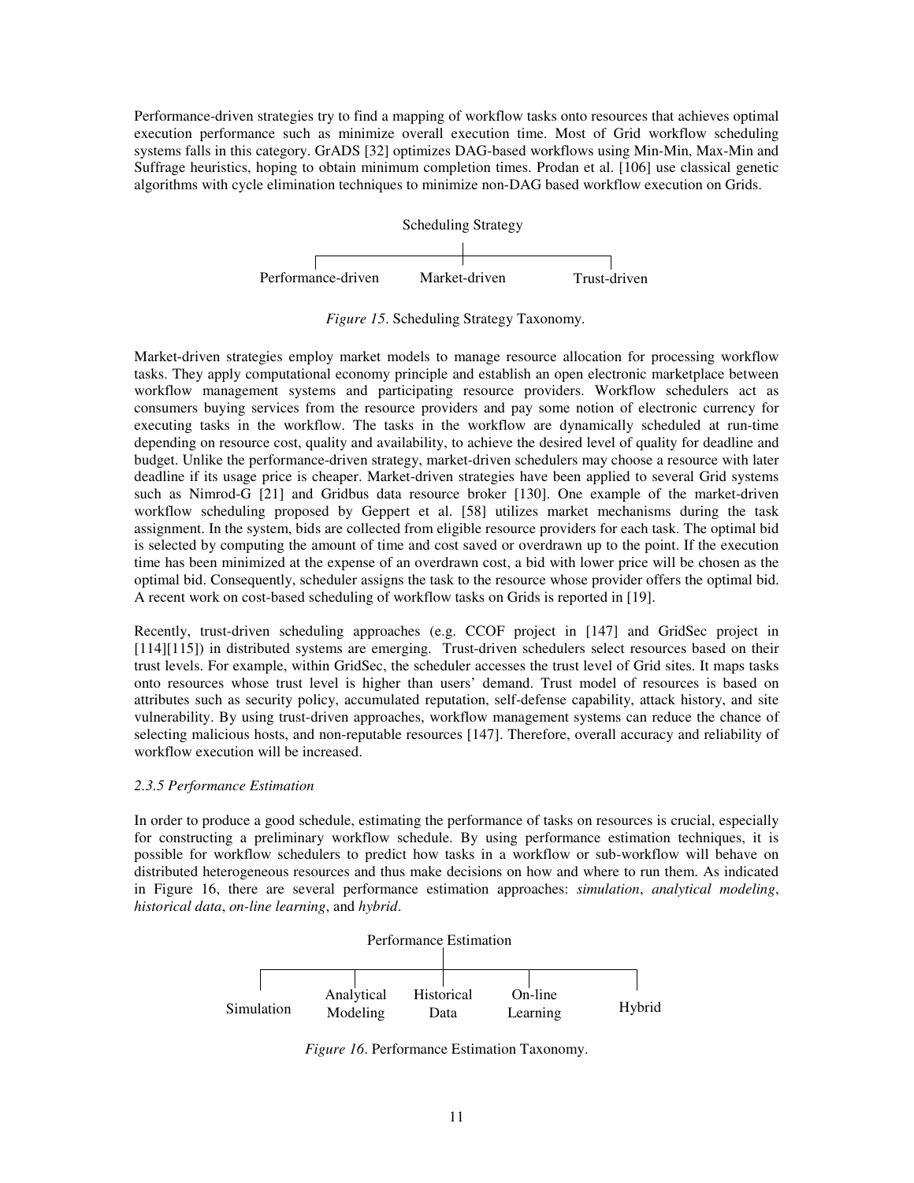Performance-driven strategies try to find a mapping of workflow tasks onto resources that achieves optimal execution performance such as minimize overall execution time. Most of Grid workflow scheduling systems falls in this category. GrADS [32] optimizes DAG-based workflows using Min-Min, Max-Min and Suffrage heuristics, hoping to obtain minimum completion times. Prodan et al. [106] use classical genetic algorithms with cycle elimination techniques to minimize non-DAG based workflow execution on Grids.

Scheduling Strategy

Performance-driven    Market-driven    Trust-driven

*Figure 15*. Scheduling Strategy Taxonomy.

Market-driven strategies employ market models to manage resource allocation for processing workflow tasks. They apply computational economy principle and establish an open electronic marketplace between workflow management systems and participating resource providers. Workflow schedulers act as consumers buying services from the resource providers and pay some notion of electronic currency for executing tasks in the workflow. The tasks in the workflow are dynamically scheduled at run-time depending on resource cost, quality and availability, to achieve the desired level of quality for deadline and budget. Unlike the performance-driven strategy, market-driven schedulers may choose a resource with later deadline if its usage price is cheaper. Market-driven strategies have been applied to several Grid systems such as Nimrod-G [21] and Gridbus data resource broker [130]. One example of the market-driven workflow scheduling proposed by Geppert et al. [58] utilizes market mechanisms during the task assignment. In the system, bids are collected from eligible resource providers for each task. The optimal bid is selected by computing the amount of time and cost saved or overdrawn up to the point. If the execution time has been minimized at the expense of an overdrawn cost, a bid with lower price will be chosen as the optimal bid. Consequently, scheduler assigns the task to the resource whose provider offers the optimal bid. A recent work on cost-based scheduling of workflow tasks on Grids is reported in [19].

Recently, trust-driven scheduling approaches (e.g. CCOF project in [147] and GridSec project in [114][115]) in distributed systems are emerging. Trust-driven schedulers select resources based on their trust levels. For example, within GridSec, the scheduler accesses the trust level of Grid sites. It maps tasks onto resources whose trust level is higher than users' demand. Trust model of resources is based on attributes such as security policy, accumulated reputation, self-defense capability, attack history, and site vulnerability. By using trust-driven approaches, workflow management systems can reduce the chance of selecting malicious hosts, and non-reputable resources [147]. Therefore, overall accuracy and reliability of workflow execution will be increased.

### *2.3.5 Performance Estimation*

In order to produce a good schedule, estimating the performance of tasks on resources is crucial, especially for constructing a preliminary workflow schedule. By using performance estimation techniques, it is possible for workflow schedulers to predict how tasks in a workflow or sub-workflow will behave on distributed heterogeneous resources and thus make decisions on how and where to run them. As indicated in Figure 16, there are several performance estimation approaches: *simulation*, *analytical modeling*, *historical data*, *on-line learning*, and *hybrid*.

Performance Estimation

Simulation    Analytical Modeling    Historical Data    On-line Learning    Hybrid

*Figure 16*. Performance Estimation Taxonomy.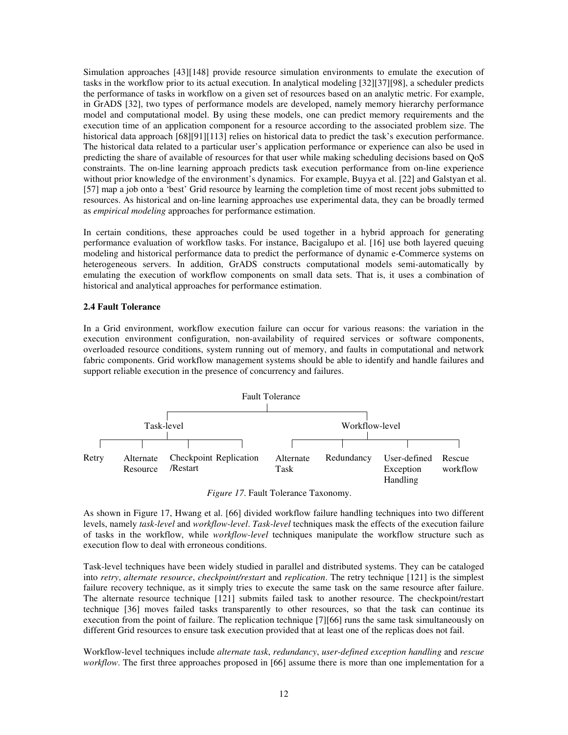Simulation approaches [43][148] provide resource simulation environments to emulate the execution of tasks in the workflow prior to its actual execution. In analytical modeling [32][37][98], a scheduler predicts the performance of tasks in workflow on a given set of resources based on an analytic metric. For example, in GrADS [32], two types of performance models are developed, namely memory hierarchy performance model and computational model. By using these models, one can predict memory requirements and the execution time of an application component for a resource according to the associated problem size. The historical data approach [68][91][113] relies on historical data to predict the task's execution performance. The historical data related to a particular user's application performance or experience can also be used in predicting the share of available of resources for that user while making scheduling decisions based on QoS constraints. The on-line learning approach predicts task execution performance from on-line experience without prior knowledge of the environment's dynamics. For example, Buyya et al. [22] and Galstyan et al. [57] map a job onto a 'best' Grid resource by learning the completion time of most recent jobs submitted to resources. As historical and on-line learning approaches use experimental data, they can be broadly termed as *empirical modeling* approaches for performance estimation.

In certain conditions, these approaches could be used together in a hybrid approach for generating performance evaluation of workflow tasks. For instance, Bacigalupo et al. [16] use both layered queuing modeling and historical performance data to predict the performance of dynamic e-Commerce systems on heterogeneous servers. In addition, GrADS constructs computational models semi-automatically by emulating the execution of workflow components on small data sets. That is, it uses a combination of historical and analytical approaches for performance estimation.

### 2.4 Fault Tolerance

In a Grid environment, workflow execution failure can occur for various reasons: the variation in the execution environment configuration, non-availability of required services or software components, overloaded resource conditions, system running out of memory, and faults in computational and network fabric components. Grid workflow management systems should be able to identify and handle failures and support reliable execution in the presence of concurrency and failures.

Fault Tolerance
- Task-level
  - Retry
  - Alternate Resource
  - Checkpoint /Restart
  - Replication
- Workflow-level
  - Alternate Task
  - Redundancy
  - User-defined Exception Handling
  - Rescue workflow

*Figure 17*. Fault Tolerance Taxonomy.

As shown in Figure 17, Hwang et al. [66] divided workflow failure handling techniques into two different levels, namely *task-level* and *workflow-level*. *Task-level* techniques mask the effects of the execution failure of tasks in the workflow, while *workflow-level* techniques manipulate the workflow structure such as execution flow to deal with erroneous conditions.

Task-level techniques have been widely studied in parallel and distributed systems. They can be cataloged into *retry*, *alternate resource*, *checkpoint/restart* and *replication*. The retry technique [121] is the simplest failure recovery technique, as it simply tries to execute the same task on the same resource after failure. The alternate resource technique [121] submits failed task to another resource. The checkpoint/restart technique [36] moves failed tasks transparently to other resources, so that the task can continue its execution from the point of failure. The replication technique [7][66] runs the same task simultaneously on different Grid resources to ensure task execution provided that at least one of the replicas does not fail.

Workflow-level techniques include *alternate task*, *redundancy*, *user-defined exception handling* and *rescue workflow*. The first three approaches proposed in [66] assume there is more than one implementation for a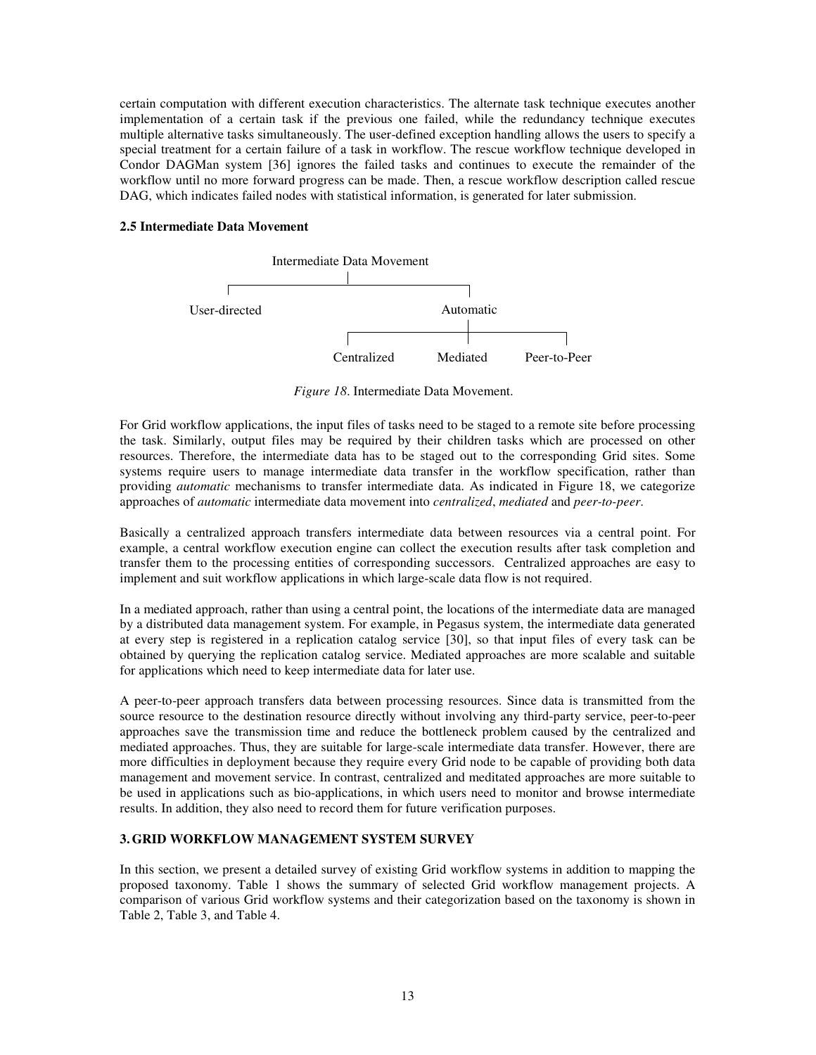certain computation with different execution characteristics. The alternate task technique executes another implementation of a certain task if the previous one failed, while the redundancy technique executes multiple alternative tasks simultaneously. The user-defined exception handling allows the users to specify a special treatment for a certain failure of a task in workflow. The rescue workflow technique developed in Condor DAGMan system [36] ignores the failed tasks and continues to execute the remainder of the workflow until no more forward progress can be made. Then, a rescue workflow description called rescue DAG, which indicates failed nodes with statistical information, is generated for later submission.

### 2.5 Intermediate Data Movement

Intermediate Data Movement

User-directed

Automatic

Centralized

Mediated

Peer-to-Peer

*Figure 18*. Intermediate Data Movement.

For Grid workflow applications, the input files of tasks need to be staged to a remote site before processing the task. Similarly, output files may be required by their children tasks which are processed on other resources. Therefore, the intermediate data has to be staged out to the corresponding Grid sites. Some systems require users to manage intermediate data transfer in the workflow specification, rather than providing *automatic* mechanisms to transfer intermediate data. As indicated in Figure 18, we categorize approaches of *automatic* intermediate data movement into *centralized*, *mediated* and *peer-to-peer*.

Basically a centralized approach transfers intermediate data between resources via a central point. For example, a central workflow execution engine can collect the execution results after task completion and transfer them to the processing entities of corresponding successors. Centralized approaches are easy to implement and suit workflow applications in which large-scale data flow is not required.

In a mediated approach, rather than using a central point, the locations of the intermediate data are managed by a distributed data management system. For example, in Pegasus system, the intermediate data generated at every step is registered in a replication catalog service [30], so that input files of every task can be obtained by querying the replication catalog service. Mediated approaches are more scalable and suitable for applications which need to keep intermediate data for later use.

A peer-to-peer approach transfers data between processing resources. Since data is transmitted from the source resource to the destination resource directly without involving any third-party service, peer-to-peer approaches save the transmission time and reduce the bottleneck problem caused by the centralized and mediated approaches. Thus, they are suitable for large-scale intermediate data transfer. However, there are more difficulties in deployment because they require every Grid node to be capable of providing both data management and movement service. In contrast, centralized and meditated approaches are more suitable to be used in applications such as bio-applications, in which users need to monitor and browse intermediate results. In addition, they also need to record them for future verification purposes.

## 3. GRID WORKFLOW MANAGEMENT SYSTEM SURVEY

In this section, we present a detailed survey of existing Grid workflow systems in addition to mapping the proposed taxonomy. Table 1 shows the summary of selected Grid workflow management projects. A comparison of various Grid workflow systems and their categorization based on the taxonomy is shown in Table 2, Table 3, and Table 4.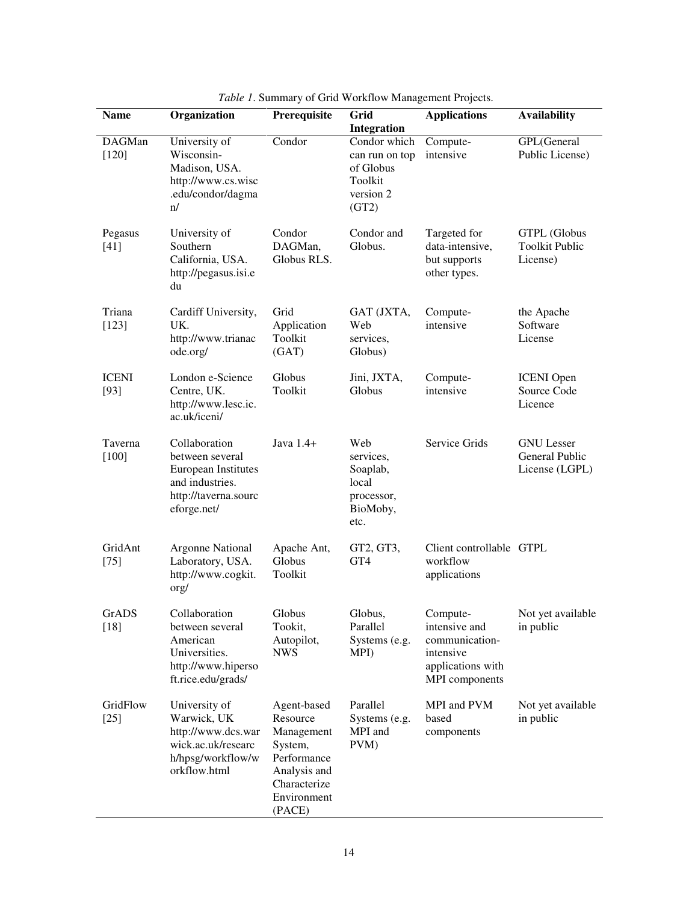*Table 1*. Summary of Grid Workflow Management Projects.

| Name | Organization | Prerequisite | Grid Integration | Applications | Availability |
|---|---|---|---|---|---|
| DAGMan [120] | University of Wisconsin-Madison, USA. http://www.cs.wisc.edu/condor/dagman/ | Condor | Condor which can run on top of Globus Toolkit version 2 (GT2) | Compute-intensive | GPL(General Public License) |
| Pegasus [41] | University of Southern California, USA. http://pegasus.isi.edu | Condor DAGMan, Globus RLS. | Condor and Globus. | Targeted for data-intensive, but supports other types. | GTPL (Globus Toolkit Public License) |
| Triana [123] | Cardiff University, UK. http://www.trianacode.org/ | Grid Application Toolkit (GAT) | GAT (JXTA, Web services, Globus) | Compute-intensive | the Apache Software License |
| ICENI [93] | London e-Science Centre, UK. http://www.lesc.ic.ac.uk/iceni/ | Globus Toolkit | Jini, JXTA, Globus | Compute-intensive | ICENI Open Source Code Licence |
| Taverna [100] | Collaboration between several European Institutes and industries. http://taverna.sourceforge.net/ | Java 1.4+ | Web services, Soaplab, local processor, BioMoby, etc. | Service Grids | GNU Lesser General Public License (LGPL) |
| GridAnt [75] | Argonne National Laboratory, USA. http://www.cogkit.org/ | Apache Ant, Globus Toolkit | GT2, GT3, GT4 | Client controllable workflow applications | GTPL |
| GrADS [18] | Collaboration between several American Universities. http://www.hipersoft.rice.edu/grads/ | Globus Tookit, Autopilot, NWS | Globus, Parallel Systems (e.g. MPI) | Compute-intensive and communication-intensive applications with MPI components | Not yet available in public |
| GridFlow [25] | University of Warwick, UK http://www.dcs.warwick.ac.uk/research/hpsg/workflow/workflow.html | Agent-based Resource Management System, Performance Analysis and Characterize Environment (PACE) | Parallel Systems (e.g. MPI and PVM) | MPI and PVM based components | Not yet available in public |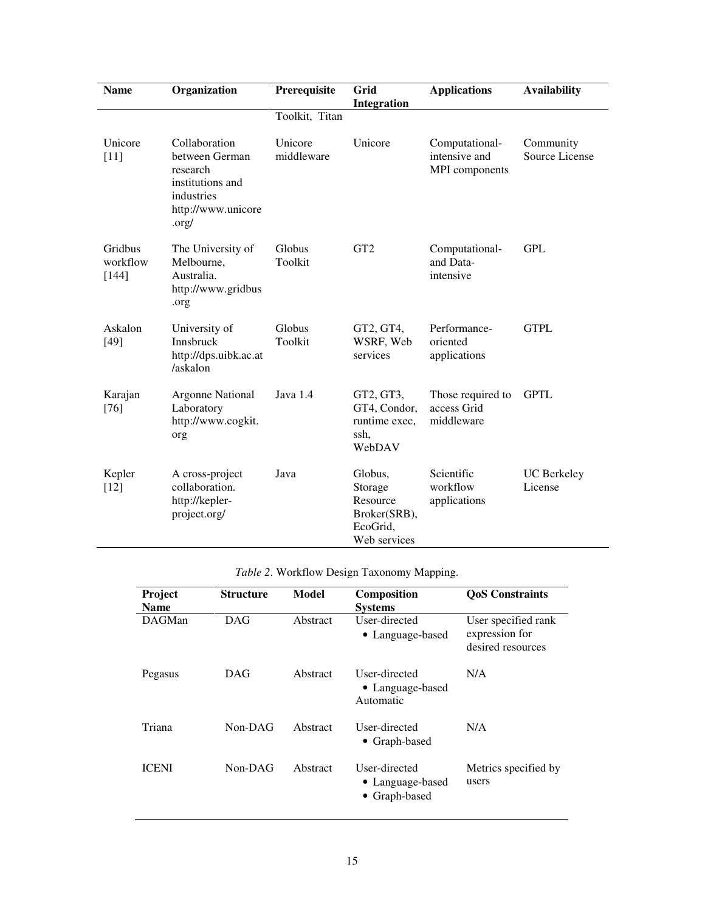| Name | Organization | Prerequisite | Grid Integration | Applications | Availability |
|---|---|---|---|---|---|
| | | Toolkit, Titan | | | |
| Unicore [11] | Collaboration between German research institutions and industries http://www.unicore.org/ | Unicore middleware | Unicore | Computational-intensive and MPI components | Community Source License |
| Gridbus workflow [144] | The University of Melbourne, Australia. http://www.gridbus.org | Globus Toolkit | GT2 | Computational- and Data-intensive | GPL |
| Askalon [49] | University of Innsbruck http://dps.uibk.ac.at/askalon | Globus Toolkit | GT2, GT4, WSRF, Web services | Performance-oriented applications | GTPL |
| Karajan [76] | Argonne National Laboratory http://www.cogkit.org | Java 1.4 | GT2, GT3, GT4, Condor, runtime exec, ssh, WebDAV | Those required to access Grid middleware | GPTL |
| Kepler [12] | A cross-project collaboration. http://kepler-project.org/ | Java | Globus, Storage Resource Broker(SRB), EcoGrid, Web services | Scientific workflow applications | UC Berkeley License |

*Table 2*. Workflow Design Taxonomy Mapping.

| Project Name | Structure | Model | Composition Systems | QoS Constraints |
|---|---|---|---|---|
| DAGMan | DAG | Abstract | User-directed<br>• Language-based | User specified rank expression for desired resources |
| Pegasus | DAG | Abstract | User-directed<br>• Language-based<br>Automatic | N/A |
| Triana | Non-DAG | Abstract | User-directed<br>• Graph-based | N/A |
| ICENI | Non-DAG | Abstract | User-directed<br>• Language-based<br>• Graph-based | Metrics specified by users |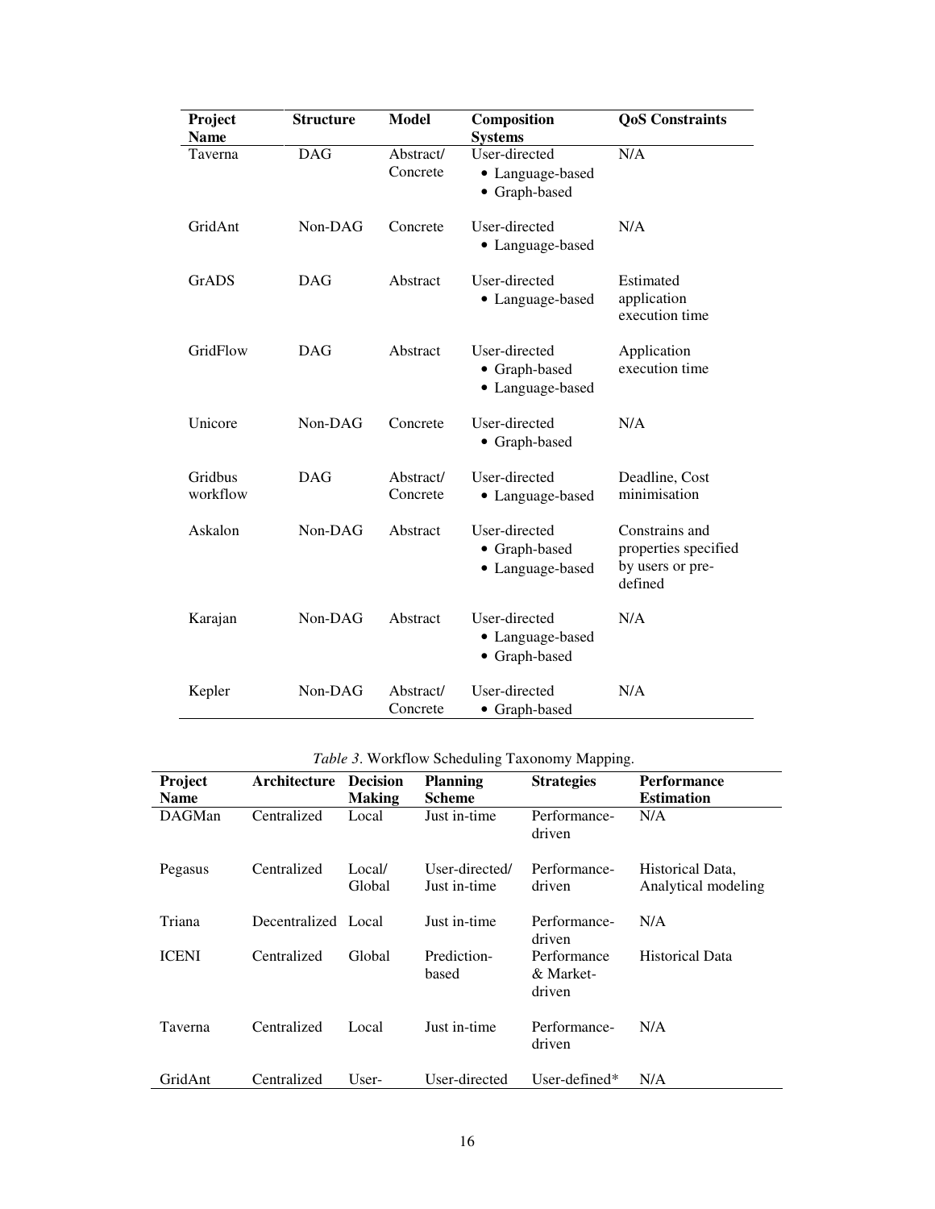| Project Name | Structure | Model | Composition Systems | QoS Constraints |
|---|---|---|---|---|
| Taverna | DAG | Abstract/ Concrete | User-directed<br>• Language-based<br>• Graph-based | N/A |
| GridAnt | Non-DAG | Concrete | User-directed<br>• Language-based | N/A |
| GrADS | DAG | Abstract | User-directed<br>• Language-based | Estimated application execution time |
| GridFlow | DAG | Abstract | User-directed<br>• Graph-based<br>• Language-based | Application execution time |
| Unicore | Non-DAG | Concrete | User-directed<br>• Graph-based | N/A |
| Gridbus workflow | DAG | Abstract/ Concrete | User-directed<br>• Language-based | Deadline, Cost minimisation |
| Askalon | Non-DAG | Abstract | User-directed<br>• Graph-based<br>• Language-based | Constrains and properties specified by users or pre-defined |
| Karajan | Non-DAG | Abstract | User-directed<br>• Language-based<br>• Graph-based | N/A |
| Kepler | Non-DAG | Abstract/ Concrete | User-directed<br>• Graph-based | N/A |

*Table 3*. Workflow Scheduling Taxonomy Mapping.

| Project Name | Architecture | Decision Making | Planning Scheme | Strategies | Performance Estimation |
|---|---|---|---|---|---|
| DAGMan | Centralized | Local | Just in-time | Performance-driven | N/A |
| Pegasus | Centralized | Local/ Global | User-directed/ Just in-time | Performance-driven | Historical Data, Analytical modeling |
| Triana | Decentralized | Local | Just in-time | Performance-driven | N/A |
| ICENI | Centralized | Global | Prediction-based | Performance & Market-driven | Historical Data |
| Taverna | Centralized | Local | Just in-time | Performance-driven | N/A |
| GridAnt | Centralized | User- | User-directed | User-defined* | N/A |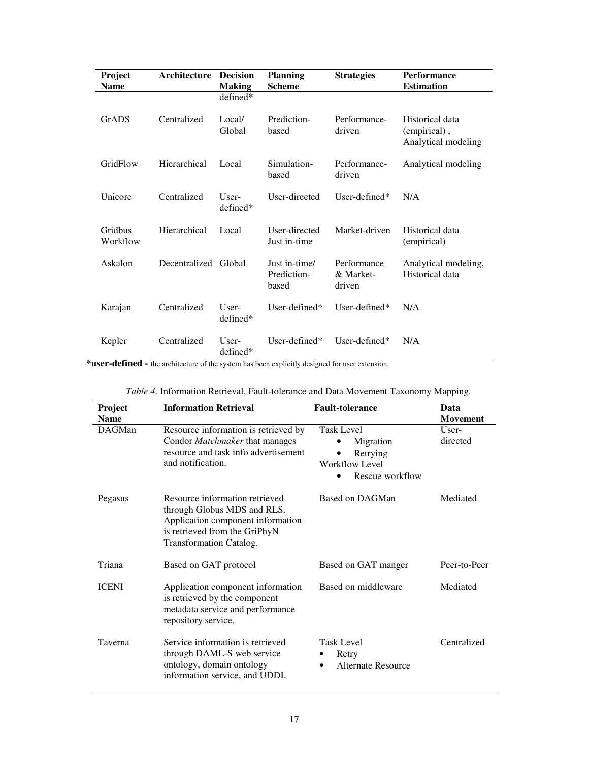| Project Name | Architecture | Decision Making | Planning Scheme | Strategies | Performance Estimation |
|---|---|---|---|---|---|
| | | defined* | | | |
| GrADS | Centralized | Local/ Global | Prediction-based | Performance-driven | Historical data (empirical) , Analytical modeling |
| GridFlow | Hierarchical | Local | Simulation-based | Performance-driven | Analytical modeling |
| Unicore | Centralized | User-defined* | User-directed | User-defined* | N/A |
| Gridbus Workflow | Hierarchical | Local | User-directed Just in-time | Market-driven | Historical data (empirical) |
| Askalon | Decentralized | Global | Just in-time/ Prediction-based | Performance & Market-driven | Analytical modeling, Historical data |
| Karajan | Centralized | User-defined* | User-defined* | User-defined* | N/A |
| Kepler | Centralized | User-defined* | User-defined* | User-defined* | N/A |

**\*user-defined -** the architecture of the system has been explicitly designed for user extension.

*Table 4*. Information Retrieval, Fault-tolerance and Data Movement Taxonomy Mapping.

| Project Name | Information Retrieval | Fault-tolerance | Data Movement |
|---|---|---|---|
| DAGMan | Resource information is retrieved by Condor *Matchmaker* that manages resource and task info advertisement and notification. | Task Level<br>• Migration<br>• Retrying<br>Workflow Level<br>• Rescue workflow | User-directed |
| Pegasus | Resource information retrieved through Globus MDS and RLS. Application component information is retrieved from the GriPhyN Transformation Catalog. | Based on DAGMan | Mediated |
| Triana | Based on GAT protocol | Based on GAT manger | Peer-to-Peer |
| ICENI | Application component information is retrieved by the component metadata service and performance repository service. | Based on middleware | Mediated |
| Taverna | Service information is retrieved through DAML-S web service ontology, domain ontology information service, and UDDI. | Task Level<br>• Retry<br>• Alternate Resource | Centralized |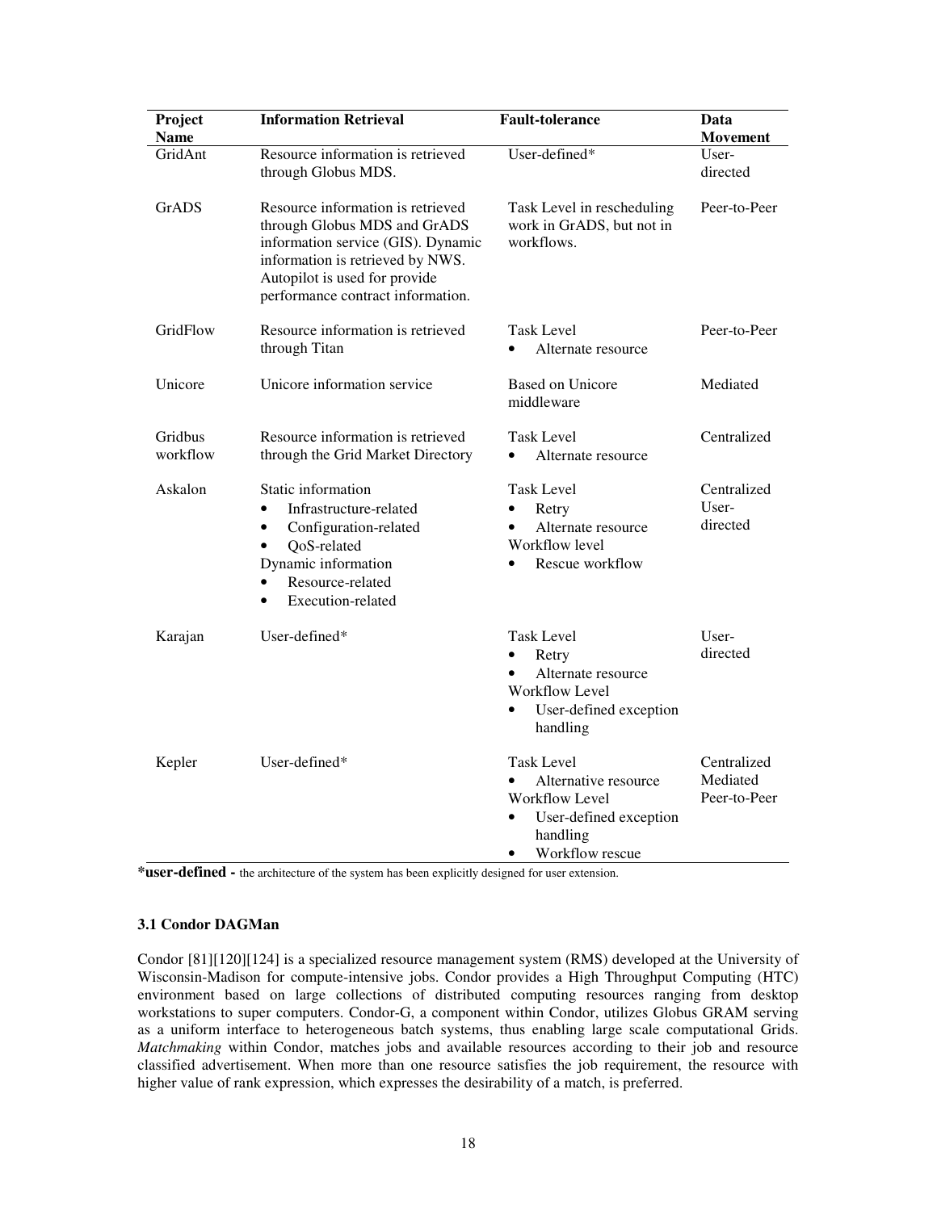| Project Name | Information Retrieval | Fault-tolerance | Data Movement |
|---|---|---|---|
| GridAnt | Resource information is retrieved through Globus MDS. | User-defined* | User-directed |
| GrADS | Resource information is retrieved through Globus MDS and GrADS information service (GIS). Dynamic information is retrieved by NWS. Autopilot is used for provide performance contract information. | Task Level in rescheduling work in GrADS, but not in workflows. | Peer-to-Peer |
| GridFlow | Resource information is retrieved through Titan | Task Level<br>• Alternate resource | Peer-to-Peer |
| Unicore | Unicore information service | Based on Unicore middleware | Mediated |
| Gridbus workflow | Resource information is retrieved through the Grid Market Directory | Task Level<br>• Alternate resource | Centralized |
| Askalon | Static information<br>• Infrastructure-related<br>• Configuration-related<br>• QoS-related<br>Dynamic information<br>• Resource-related<br>• Execution-related | Task Level<br>• Retry<br>• Alternate resource<br>Workflow level<br>• Rescue workflow | Centralized<br>User-directed |
| Karajan | User-defined* | Task Level<br>• Retry<br>• Alternate resource<br>Workflow Level<br>• User-defined exception handling | User-directed |
| Kepler | User-defined* | Task Level<br>• Alternative resource<br>Workflow Level<br>• User-defined exception handling<br>• Workflow rescue | Centralized<br>Mediated<br>Peer-to-Peer |

***user-defined -** the architecture of the system has been explicitly designed for user extension.

### 3.1 Condor DAGMan

Condor [81][120][124] is a specialized resource management system (RMS) developed at the University of Wisconsin-Madison for compute-intensive jobs. Condor provides a High Throughput Computing (HTC) environment based on large collections of distributed computing resources ranging from desktop workstations to super computers. Condor-G, a component within Condor, utilizes Globus GRAM serving as a uniform interface to heterogeneous batch systems, thus enabling large scale computational Grids. *Matchmaking* within Condor, matches jobs and available resources according to their job and resource classified advertisement. When more than one resource satisfies the job requirement, the resource with higher value of rank expression, which expresses the desirability of a match, is preferred.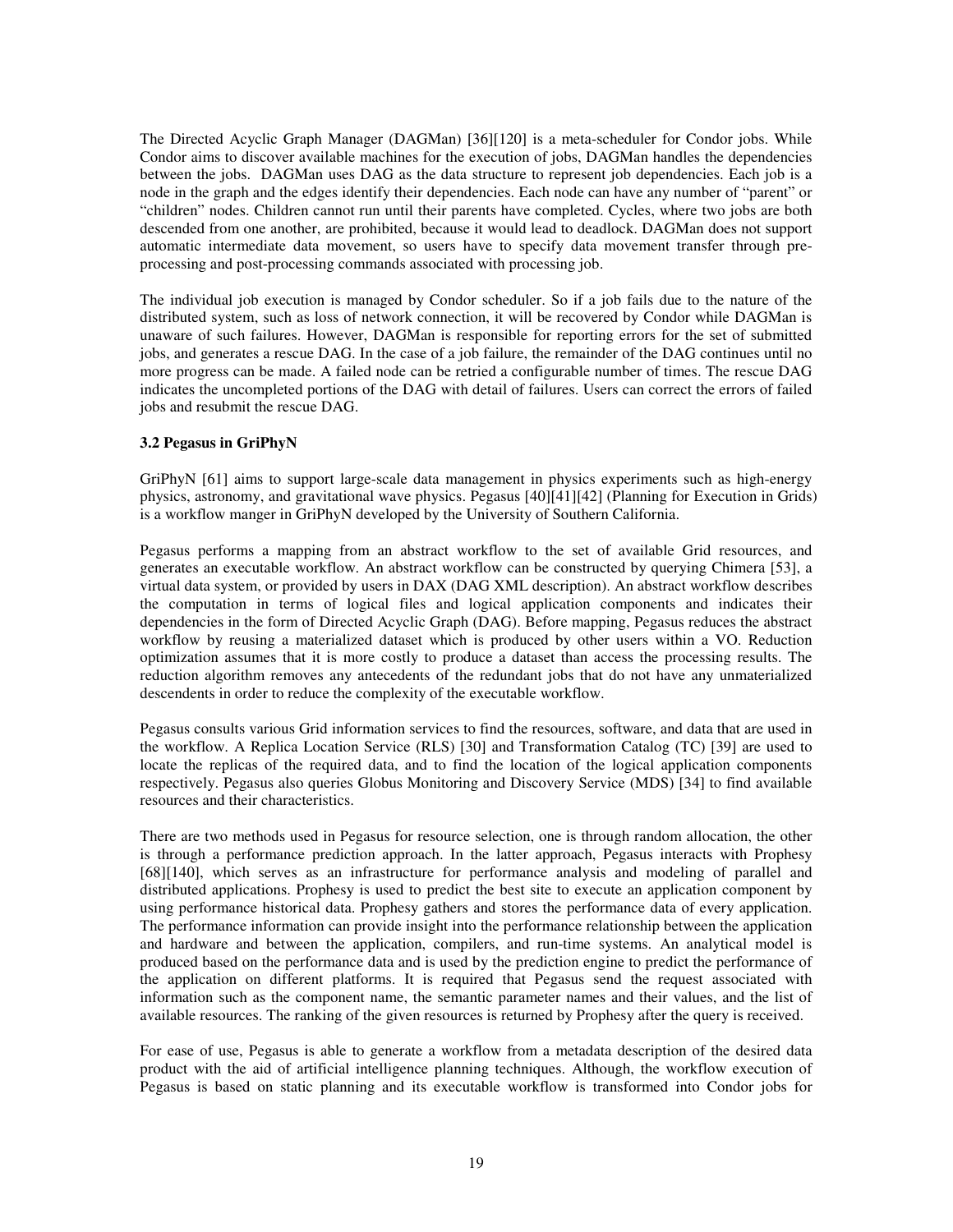The Directed Acyclic Graph Manager (DAGMan) [36][120] is a meta-scheduler for Condor jobs. While Condor aims to discover available machines for the execution of jobs, DAGMan handles the dependencies between the jobs. DAGMan uses DAG as the data structure to represent job dependencies. Each job is a node in the graph and the edges identify their dependencies. Each node can have any number of "parent" or "children" nodes. Children cannot run until their parents have completed. Cycles, where two jobs are both descended from one another, are prohibited, because it would lead to deadlock. DAGMan does not support automatic intermediate data movement, so users have to specify data movement transfer through pre-processing and post-processing commands associated with processing job.

The individual job execution is managed by Condor scheduler. So if a job fails due to the nature of the distributed system, such as loss of network connection, it will be recovered by Condor while DAGMan is unaware of such failures. However, DAGMan is responsible for reporting errors for the set of submitted jobs, and generates a rescue DAG. In the case of a job failure, the remainder of the DAG continues until no more progress can be made. A failed node can be retried a configurable number of times. The rescue DAG indicates the uncompleted portions of the DAG with detail of failures. Users can correct the errors of failed jobs and resubmit the rescue DAG.

### 3.2 Pegasus in GriPhyN

GriPhyN [61] aims to support large-scale data management in physics experiments such as high-energy physics, astronomy, and gravitational wave physics. Pegasus [40][41][42] (Planning for Execution in Grids) is a workflow manger in GriPhyN developed by the University of Southern California.

Pegasus performs a mapping from an abstract workflow to the set of available Grid resources, and generates an executable workflow. An abstract workflow can be constructed by querying Chimera [53], a virtual data system, or provided by users in DAX (DAG XML description). An abstract workflow describes the computation in terms of logical files and logical application components and indicates their dependencies in the form of Directed Acyclic Graph (DAG). Before mapping, Pegasus reduces the abstract workflow by reusing a materialized dataset which is produced by other users within a VO. Reduction optimization assumes that it is more costly to produce a dataset than access the processing results. The reduction algorithm removes any antecedents of the redundant jobs that do not have any unmaterialized descendents in order to reduce the complexity of the executable workflow.

Pegasus consults various Grid information services to find the resources, software, and data that are used in the workflow. A Replica Location Service (RLS) [30] and Transformation Catalog (TC) [39] are used to locate the replicas of the required data, and to find the location of the logical application components respectively. Pegasus also queries Globus Monitoring and Discovery Service (MDS) [34] to find available resources and their characteristics.

There are two methods used in Pegasus for resource selection, one is through random allocation, the other is through a performance prediction approach. In the latter approach, Pegasus interacts with Prophesy [68][140], which serves as an infrastructure for performance analysis and modeling of parallel and distributed applications. Prophesy is used to predict the best site to execute an application component by using performance historical data. Prophesy gathers and stores the performance data of every application. The performance information can provide insight into the performance relationship between the application and hardware and between the application, compilers, and run-time systems. An analytical model is produced based on the performance data and is used by the prediction engine to predict the performance of the application on different platforms. It is required that Pegasus send the request associated with information such as the component name, the semantic parameter names and their values, and the list of available resources. The ranking of the given resources is returned by Prophesy after the query is received.

For ease of use, Pegasus is able to generate a workflow from a metadata description of the desired data product with the aid of artificial intelligence planning techniques. Although, the workflow execution of Pegasus is based on static planning and its executable workflow is transformed into Condor jobs for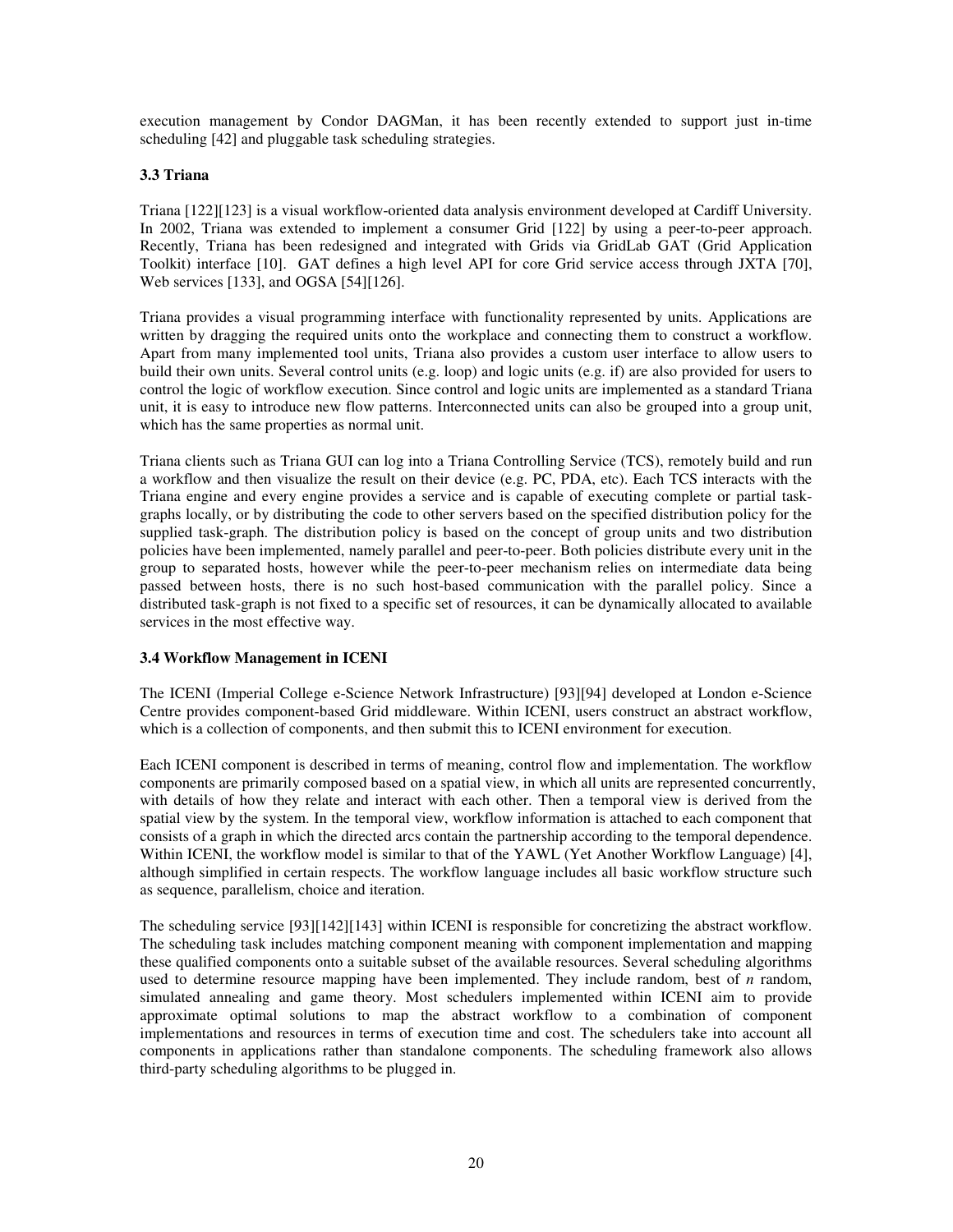execution management by Condor DAGMan, it has been recently extended to support just in-time scheduling [42] and pluggable task scheduling strategies.

### 3.3 Triana

Triana [122][123] is a visual workflow-oriented data analysis environment developed at Cardiff University. In 2002, Triana was extended to implement a consumer Grid [122] by using a peer-to-peer approach. Recently, Triana has been redesigned and integrated with Grids via GridLab GAT (Grid Application Toolkit) interface [10]. GAT defines a high level API for core Grid service access through JXTA [70], Web services [133], and OGSA [54][126].

Triana provides a visual programming interface with functionality represented by units. Applications are written by dragging the required units onto the workplace and connecting them to construct a workflow. Apart from many implemented tool units, Triana also provides a custom user interface to allow users to build their own units. Several control units (e.g. loop) and logic units (e.g. if) are also provided for users to control the logic of workflow execution. Since control and logic units are implemented as a standard Triana unit, it is easy to introduce new flow patterns. Interconnected units can also be grouped into a group unit, which has the same properties as normal unit.

Triana clients such as Triana GUI can log into a Triana Controlling Service (TCS), remotely build and run a workflow and then visualize the result on their device (e.g. PC, PDA, etc). Each TCS interacts with the Triana engine and every engine provides a service and is capable of executing complete or partial task-graphs locally, or by distributing the code to other servers based on the specified distribution policy for the supplied task-graph. The distribution policy is based on the concept of group units and two distribution policies have been implemented, namely parallel and peer-to-peer. Both policies distribute every unit in the group to separated hosts, however while the peer-to-peer mechanism relies on intermediate data being passed between hosts, there is no such host-based communication with the parallel policy. Since a distributed task-graph is not fixed to a specific set of resources, it can be dynamically allocated to available services in the most effective way.

### 3.4 Workflow Management in ICENI

The ICENI (Imperial College e-Science Network Infrastructure) [93][94] developed at London e-Science Centre provides component-based Grid middleware. Within ICENI, users construct an abstract workflow, which is a collection of components, and then submit this to ICENI environment for execution.

Each ICENI component is described in terms of meaning, control flow and implementation. The workflow components are primarily composed based on a spatial view, in which all units are represented concurrently, with details of how they relate and interact with each other. Then a temporal view is derived from the spatial view by the system. In the temporal view, workflow information is attached to each component that consists of a graph in which the directed arcs contain the partnership according to the temporal dependence. Within ICENI, the workflow model is similar to that of the YAWL (Yet Another Workflow Language) [4], although simplified in certain respects. The workflow language includes all basic workflow structure such as sequence, parallelism, choice and iteration.

The scheduling service [93][142][143] within ICENI is responsible for concretizing the abstract workflow. The scheduling task includes matching component meaning with component implementation and mapping these qualified components onto a suitable subset of the available resources. Several scheduling algorithms used to determine resource mapping have been implemented. They include random, best of *n* random, simulated annealing and game theory. Most schedulers implemented within ICENI aim to provide approximate optimal solutions to map the abstract workflow to a combination of component implementations and resources in terms of execution time and cost. The schedulers take into account all components in applications rather than standalone components. The scheduling framework also allows third-party scheduling algorithms to be plugged in.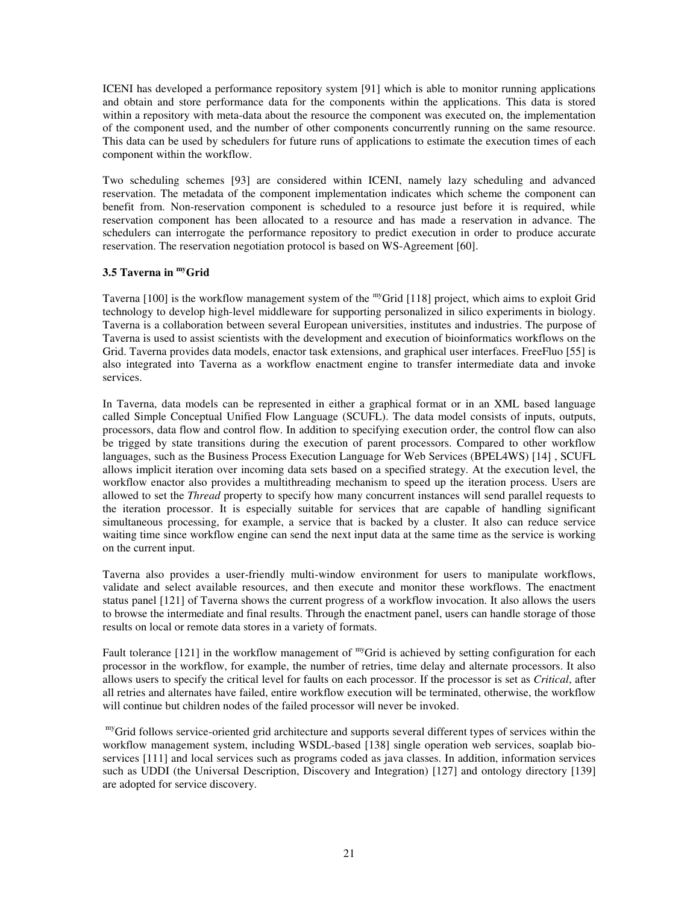ICENI has developed a performance repository system [91] which is able to monitor running applications and obtain and store performance data for the components within the applications. This data is stored within a repository with meta-data about the resource the component was executed on, the implementation of the component used, and the number of other components concurrently running on the same resource. This data can be used by schedulers for future runs of applications to estimate the execution times of each component within the workflow.

Two scheduling schemes [93] are considered within ICENI, namely lazy scheduling and advanced reservation. The metadata of the component implementation indicates which scheme the component can benefit from. Non-reservation component is scheduled to a resource just before it is required, while reservation component has been allocated to a resource and has made a reservation in advance. The schedulers can interrogate the performance repository to predict execution in order to produce accurate reservation. The reservation negotiation protocol is based on WS-Agreement [60].

### 3.5 Taverna in myGrid

Taverna [100] is the workflow management system of the myGrid [118] project, which aims to exploit Grid technology to develop high-level middleware for supporting personalized in silico experiments in biology. Taverna is a collaboration between several European universities, institutes and industries. The purpose of Taverna is used to assist scientists with the development and execution of bioinformatics workflows on the Grid. Taverna provides data models, enactor task extensions, and graphical user interfaces. FreeFluo [55] is also integrated into Taverna as a workflow enactment engine to transfer intermediate data and invoke services.

In Taverna, data models can be represented in either a graphical format or in an XML based language called Simple Conceptual Unified Flow Language (SCUFL). The data model consists of inputs, outputs, processors, data flow and control flow. In addition to specifying execution order, the control flow can also be trigged by state transitions during the execution of parent processors. Compared to other workflow languages, such as the Business Process Execution Language for Web Services (BPEL4WS) [14] , SCUFL allows implicit iteration over incoming data sets based on a specified strategy. At the execution level, the workflow enactor also provides a multithreading mechanism to speed up the iteration process. Users are allowed to set the *Thread* property to specify how many concurrent instances will send parallel requests to the iteration processor. It is especially suitable for services that are capable of handling significant simultaneous processing, for example, a service that is backed by a cluster. It also can reduce service waiting time since workflow engine can send the next input data at the same time as the service is working on the current input.

Taverna also provides a user-friendly multi-window environment for users to manipulate workflows, validate and select available resources, and then execute and monitor these workflows. The enactment status panel [121] of Taverna shows the current progress of a workflow invocation. It also allows the users to browse the intermediate and final results. Through the enactment panel, users can handle storage of those results on local or remote data stores in a variety of formats.

Fault tolerance [121] in the workflow management of myGrid is achieved by setting configuration for each processor in the workflow, for example, the number of retries, time delay and alternate processors. It also allows users to specify the critical level for faults on each processor. If the processor is set as *Critical*, after all retries and alternates have failed, entire workflow execution will be terminated, otherwise, the workflow will continue but children nodes of the failed processor will never be invoked.

myGrid follows service-oriented grid architecture and supports several different types of services within the workflow management system, including WSDL-based [138] single operation web services, soaplab bio-services [111] and local services such as programs coded as java classes. In addition, information services such as UDDI (the Universal Description, Discovery and Integration) [127] and ontology directory [139] are adopted for service discovery.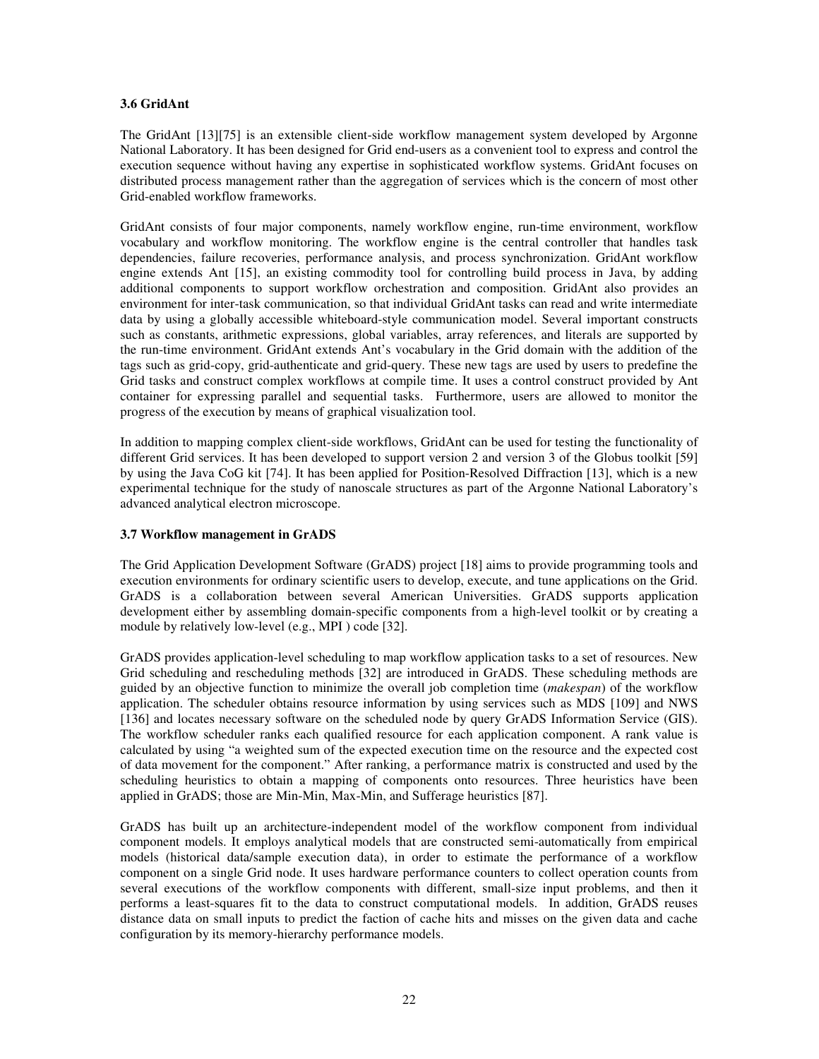### 3.6 GridAnt

The GridAnt [13][75] is an extensible client-side workflow management system developed by Argonne National Laboratory. It has been designed for Grid end-users as a convenient tool to express and control the execution sequence without having any expertise in sophisticated workflow systems. GridAnt focuses on distributed process management rather than the aggregation of services which is the concern of most other Grid-enabled workflow frameworks.

GridAnt consists of four major components, namely workflow engine, run-time environment, workflow vocabulary and workflow monitoring. The workflow engine is the central controller that handles task dependencies, failure recoveries, performance analysis, and process synchronization. GridAnt workflow engine extends Ant [15], an existing commodity tool for controlling build process in Java, by adding additional components to support workflow orchestration and composition. GridAnt also provides an environment for inter-task communication, so that individual GridAnt tasks can read and write intermediate data by using a globally accessible whiteboard-style communication model. Several important constructs such as constants, arithmetic expressions, global variables, array references, and literals are supported by the run-time environment. GridAnt extends Ant's vocabulary in the Grid domain with the addition of the tags such as grid-copy, grid-authenticate and grid-query. These new tags are used by users to predefine the Grid tasks and construct complex workflows at compile time. It uses a control construct provided by Ant container for expressing parallel and sequential tasks. Furthermore, users are allowed to monitor the progress of the execution by means of graphical visualization tool.

In addition to mapping complex client-side workflows, GridAnt can be used for testing the functionality of different Grid services. It has been developed to support version 2 and version 3 of the Globus toolkit [59] by using the Java CoG kit [74]. It has been applied for Position-Resolved Diffraction [13], which is a new experimental technique for the study of nanoscale structures as part of the Argonne National Laboratory's advanced analytical electron microscope.

### 3.7 Workflow management in GrADS

The Grid Application Development Software (GrADS) project [18] aims to provide programming tools and execution environments for ordinary scientific users to develop, execute, and tune applications on the Grid. GrADS is a collaboration between several American Universities. GrADS supports application development either by assembling domain-specific components from a high-level toolkit or by creating a module by relatively low-level (e.g., MPI ) code [32].

GrADS provides application-level scheduling to map workflow application tasks to a set of resources. New Grid scheduling and rescheduling methods [32] are introduced in GrADS. These scheduling methods are guided by an objective function to minimize the overall job completion time (*makespan*) of the workflow application. The scheduler obtains resource information by using services such as MDS [109] and NWS [136] and locates necessary software on the scheduled node by query GrADS Information Service (GIS). The workflow scheduler ranks each qualified resource for each application component. A rank value is calculated by using "a weighted sum of the expected execution time on the resource and the expected cost of data movement for the component." After ranking, a performance matrix is constructed and used by the scheduling heuristics to obtain a mapping of components onto resources. Three heuristics have been applied in GrADS; those are Min-Min, Max-Min, and Sufferage heuristics [87].

GrADS has built up an architecture-independent model of the workflow component from individual component models. It employs analytical models that are constructed semi-automatically from empirical models (historical data/sample execution data), in order to estimate the performance of a workflow component on a single Grid node. It uses hardware performance counters to collect operation counts from several executions of the workflow components with different, small-size input problems, and then it performs a least-squares fit to the data to construct computational models. In addition, GrADS reuses distance data on small inputs to predict the faction of cache hits and misses on the given data and cache configuration by its memory-hierarchy performance models.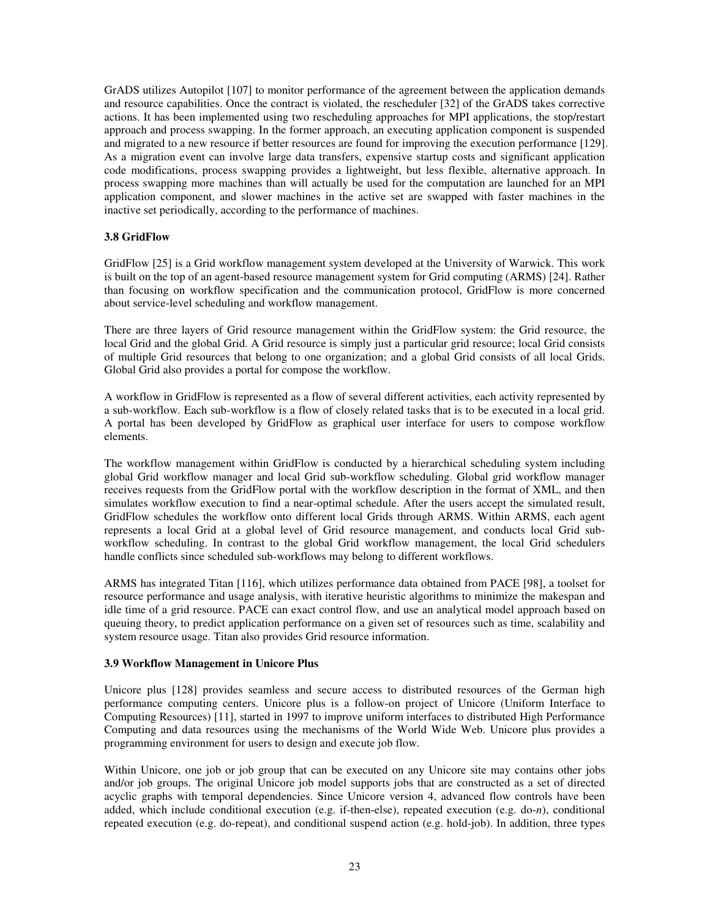GrADS utilizes Autopilot [107] to monitor performance of the agreement between the application demands and resource capabilities. Once the contract is violated, the rescheduler [32] of the GrADS takes corrective actions. It has been implemented using two rescheduling approaches for MPI applications, the stop/restart approach and process swapping. In the former approach, an executing application component is suspended and migrated to a new resource if better resources are found for improving the execution performance [129]. As a migration event can involve large data transfers, expensive startup costs and significant application code modifications, process swapping provides a lightweight, but less flexible, alternative approach. In process swapping more machines than will actually be used for the computation are launched for an MPI application component, and slower machines in the active set are swapped with faster machines in the inactive set periodically, according to the performance of machines.

### 3.8 GridFlow

GridFlow [25] is a Grid workflow management system developed at the University of Warwick. This work is built on the top of an agent-based resource management system for Grid computing (ARMS) [24]. Rather than focusing on workflow specification and the communication protocol, GridFlow is more concerned about service-level scheduling and workflow management.

There are three layers of Grid resource management within the GridFlow system: the Grid resource, the local Grid and the global Grid. A Grid resource is simply just a particular grid resource; local Grid consists of multiple Grid resources that belong to one organization; and a global Grid consists of all local Grids. Global Grid also provides a portal for compose the workflow.

A workflow in GridFlow is represented as a flow of several different activities, each activity represented by a sub-workflow. Each sub-workflow is a flow of closely related tasks that is to be executed in a local grid. A portal has been developed by GridFlow as graphical user interface for users to compose workflow elements.

The workflow management within GridFlow is conducted by a hierarchical scheduling system including global Grid workflow manager and local Grid sub-workflow scheduling. Global grid workflow manager receives requests from the GridFlow portal with the workflow description in the format of XML, and then simulates workflow execution to find a near-optimal schedule. After the users accept the simulated result, GridFlow schedules the workflow onto different local Grids through ARMS. Within ARMS, each agent represents a local Grid at a global level of Grid resource management, and conducts local Grid sub-workflow scheduling. In contrast to the global Grid workflow management, the local Grid schedulers handle conflicts since scheduled sub-workflows may belong to different workflows.

ARMS has integrated Titan [116], which utilizes performance data obtained from PACE [98], a toolset for resource performance and usage analysis, with iterative heuristic algorithms to minimize the makespan and idle time of a grid resource. PACE can exact control flow, and use an analytical model approach based on queuing theory, to predict application performance on a given set of resources such as time, scalability and system resource usage. Titan also provides Grid resource information.

### 3.9 Workflow Management in Unicore Plus

Unicore plus [128] provides seamless and secure access to distributed resources of the German high performance computing centers. Unicore plus is a follow-on project of Unicore (Uniform Interface to Computing Resources) [11], started in 1997 to improve uniform interfaces to distributed High Performance Computing and data resources using the mechanisms of the World Wide Web. Unicore plus provides a programming environment for users to design and execute job flow.

Within Unicore, one job or job group that can be executed on any Unicore site may contains other jobs and/or job groups. The original Unicore job model supports jobs that are constructed as a set of directed acyclic graphs with temporal dependencies. Since Unicore version 4, advanced flow controls have been added, which include conditional execution (e.g. if-then-else), repeated execution (e.g. do-*n*), conditional repeated execution (e.g. do-repeat), and conditional suspend action (e.g. hold-job). In addition, three types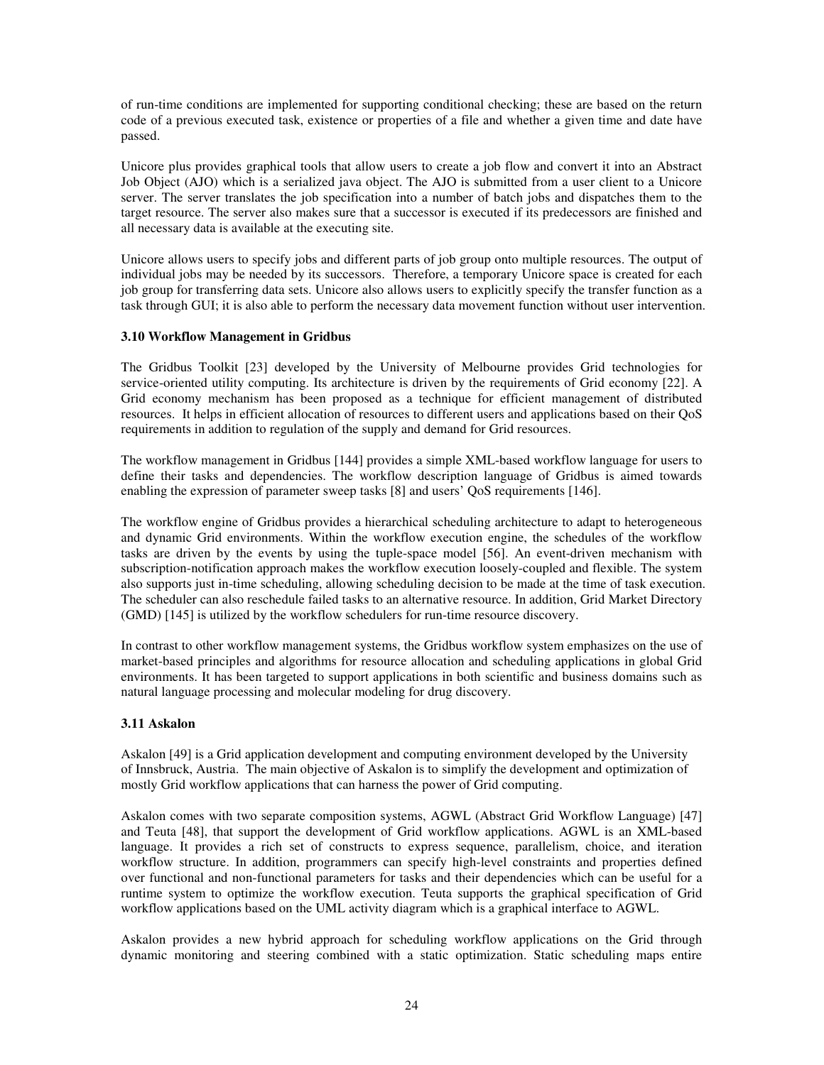of run-time conditions are implemented for supporting conditional checking; these are based on the return code of a previous executed task, existence or properties of a file and whether a given time and date have passed.

Unicore plus provides graphical tools that allow users to create a job flow and convert it into an Abstract Job Object (AJO) which is a serialized java object. The AJO is submitted from a user client to a Unicore server. The server translates the job specification into a number of batch jobs and dispatches them to the target resource. The server also makes sure that a successor is executed if its predecessors are finished and all necessary data is available at the executing site.

Unicore allows users to specify jobs and different parts of job group onto multiple resources. The output of individual jobs may be needed by its successors. Therefore, a temporary Unicore space is created for each job group for transferring data sets. Unicore also allows users to explicitly specify the transfer function as a task through GUI; it is also able to perform the necessary data movement function without user intervention.

### 3.10 Workflow Management in Gridbus

The Gridbus Toolkit [23] developed by the University of Melbourne provides Grid technologies for service-oriented utility computing. Its architecture is driven by the requirements of Grid economy [22]. A Grid economy mechanism has been proposed as a technique for efficient management of distributed resources. It helps in efficient allocation of resources to different users and applications based on their QoS requirements in addition to regulation of the supply and demand for Grid resources.

The workflow management in Gridbus [144] provides a simple XML-based workflow language for users to define their tasks and dependencies. The workflow description language of Gridbus is aimed towards enabling the expression of parameter sweep tasks [8] and users' QoS requirements [146].

The workflow engine of Gridbus provides a hierarchical scheduling architecture to adapt to heterogeneous and dynamic Grid environments. Within the workflow execution engine, the schedules of the workflow tasks are driven by the events by using the tuple-space model [56]. An event-driven mechanism with subscription-notification approach makes the workflow execution loosely-coupled and flexible. The system also supports just in-time scheduling, allowing scheduling decision to be made at the time of task execution. The scheduler can also reschedule failed tasks to an alternative resource. In addition, Grid Market Directory (GMD) [145] is utilized by the workflow schedulers for run-time resource discovery.

In contrast to other workflow management systems, the Gridbus workflow system emphasizes on the use of market-based principles and algorithms for resource allocation and scheduling applications in global Grid environments. It has been targeted to support applications in both scientific and business domains such as natural language processing and molecular modeling for drug discovery.

### 3.11 Askalon

Askalon [49] is a Grid application development and computing environment developed by the University of Innsbruck, Austria. The main objective of Askalon is to simplify the development and optimization of mostly Grid workflow applications that can harness the power of Grid computing.

Askalon comes with two separate composition systems, AGWL (Abstract Grid Workflow Language) [47] and Teuta [48], that support the development of Grid workflow applications. AGWL is an XML-based language. It provides a rich set of constructs to express sequence, parallelism, choice, and iteration workflow structure. In addition, programmers can specify high-level constraints and properties defined over functional and non-functional parameters for tasks and their dependencies which can be useful for a runtime system to optimize the workflow execution. Teuta supports the graphical specification of Grid workflow applications based on the UML activity diagram which is a graphical interface to AGWL.

Askalon provides a new hybrid approach for scheduling workflow applications on the Grid through dynamic monitoring and steering combined with a static optimization. Static scheduling maps entire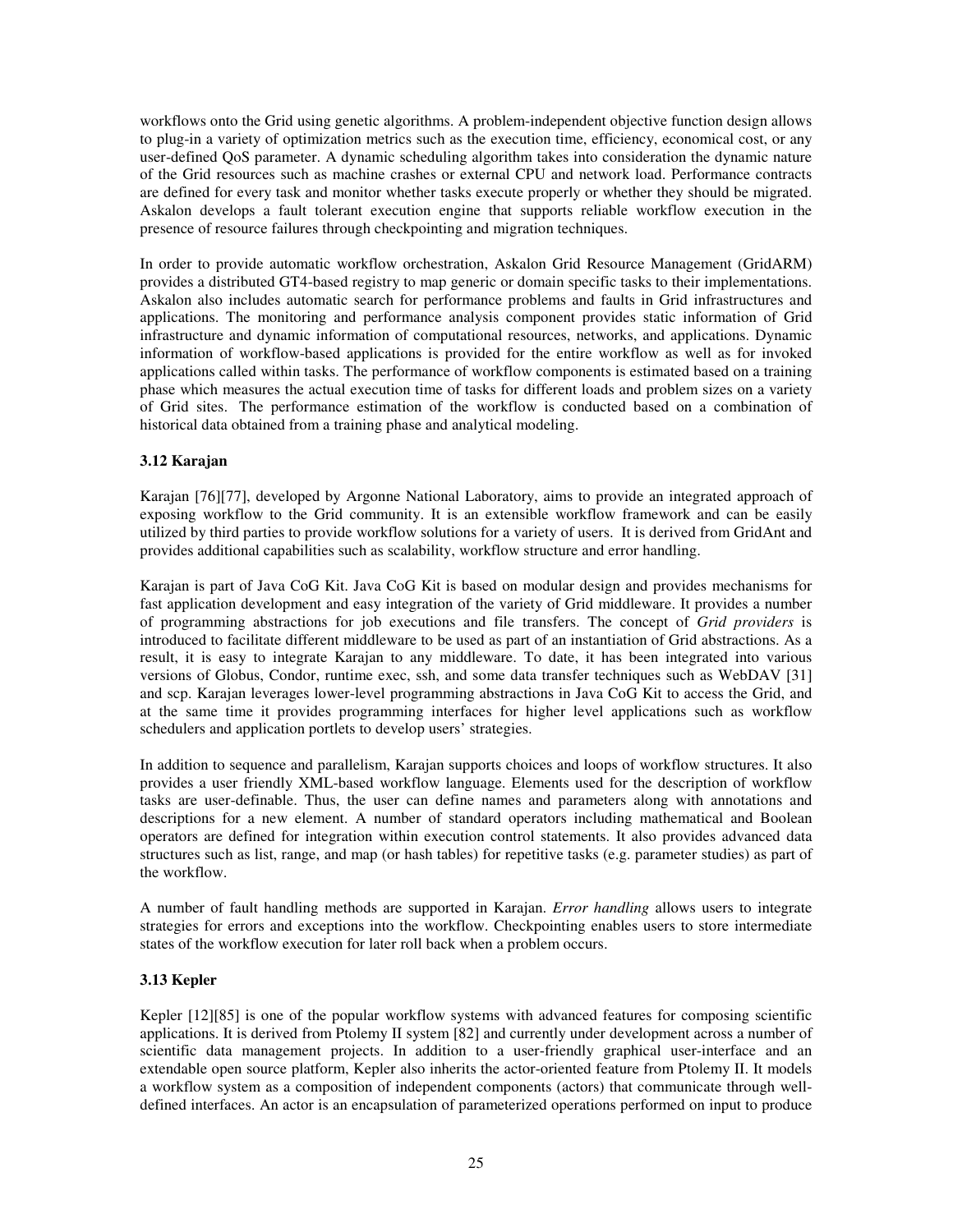workflows onto the Grid using genetic algorithms. A problem-independent objective function design allows to plug-in a variety of optimization metrics such as the execution time, efficiency, economical cost, or any user-defined QoS parameter. A dynamic scheduling algorithm takes into consideration the dynamic nature of the Grid resources such as machine crashes or external CPU and network load. Performance contracts are defined for every task and monitor whether tasks execute properly or whether they should be migrated. Askalon develops a fault tolerant execution engine that supports reliable workflow execution in the presence of resource failures through checkpointing and migration techniques.

In order to provide automatic workflow orchestration, Askalon Grid Resource Management (GridARM) provides a distributed GT4-based registry to map generic or domain specific tasks to their implementations. Askalon also includes automatic search for performance problems and faults in Grid infrastructures and applications. The monitoring and performance analysis component provides static information of Grid infrastructure and dynamic information of computational resources, networks, and applications. Dynamic information of workflow-based applications is provided for the entire workflow as well as for invoked applications called within tasks. The performance of workflow components is estimated based on a training phase which measures the actual execution time of tasks for different loads and problem sizes on a variety of Grid sites. The performance estimation of the workflow is conducted based on a combination of historical data obtained from a training phase and analytical modeling.

### 3.12 Karajan

Karajan [76][77], developed by Argonne National Laboratory, aims to provide an integrated approach of exposing workflow to the Grid community. It is an extensible workflow framework and can be easily utilized by third parties to provide workflow solutions for a variety of users. It is derived from GridAnt and provides additional capabilities such as scalability, workflow structure and error handling.

Karajan is part of Java CoG Kit. Java CoG Kit is based on modular design and provides mechanisms for fast application development and easy integration of the variety of Grid middleware. It provides a number of programming abstractions for job executions and file transfers. The concept of *Grid providers* is introduced to facilitate different middleware to be used as part of an instantiation of Grid abstractions. As a result, it is easy to integrate Karajan to any middleware. To date, it has been integrated into various versions of Globus, Condor, runtime exec, ssh, and some data transfer techniques such as WebDAV [31] and scp. Karajan leverages lower-level programming abstractions in Java CoG Kit to access the Grid, and at the same time it provides programming interfaces for higher level applications such as workflow schedulers and application portlets to develop users' strategies.

In addition to sequence and parallelism, Karajan supports choices and loops of workflow structures. It also provides a user friendly XML-based workflow language. Elements used for the description of workflow tasks are user-definable. Thus, the user can define names and parameters along with annotations and descriptions for a new element. A number of standard operators including mathematical and Boolean operators are defined for integration within execution control statements. It also provides advanced data structures such as list, range, and map (or hash tables) for repetitive tasks (e.g. parameter studies) as part of the workflow.

A number of fault handling methods are supported in Karajan. *Error handling* allows users to integrate strategies for errors and exceptions into the workflow. Checkpointing enables users to store intermediate states of the workflow execution for later roll back when a problem occurs.

### 3.13 Kepler

Kepler [12][85] is one of the popular workflow systems with advanced features for composing scientific applications. It is derived from Ptolemy II system [82] and currently under development across a number of scientific data management projects. In addition to a user-friendly graphical user-interface and an extendable open source platform, Kepler also inherits the actor-oriented feature from Ptolemy II. It models a workflow system as a composition of independent components (actors) that communicate through well-defined interfaces. An actor is an encapsulation of parameterized operations performed on input to produce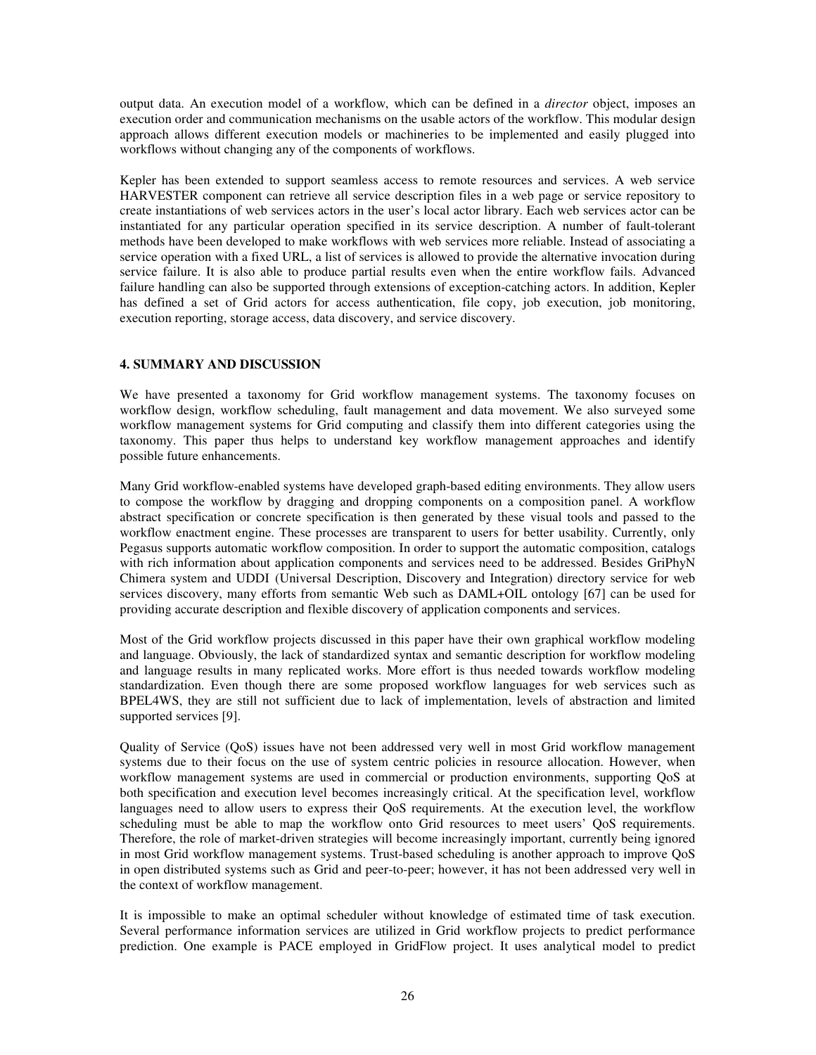output data. An execution model of a workflow, which can be defined in a *director* object, imposes an execution order and communication mechanisms on the usable actors of the workflow. This modular design approach allows different execution models or machineries to be implemented and easily plugged into workflows without changing any of the components of workflows.

Kepler has been extended to support seamless access to remote resources and services. A web service HARVESTER component can retrieve all service description files in a web page or service repository to create instantiations of web services actors in the user's local actor library. Each web services actor can be instantiated for any particular operation specified in its service description. A number of fault-tolerant methods have been developed to make workflows with web services more reliable. Instead of associating a service operation with a fixed URL, a list of services is allowed to provide the alternative invocation during service failure. It is also able to produce partial results even when the entire workflow fails. Advanced failure handling can also be supported through extensions of exception-catching actors. In addition, Kepler has defined a set of Grid actors for access authentication, file copy, job execution, job monitoring, execution reporting, storage access, data discovery, and service discovery.

## 4. SUMMARY AND DISCUSSION

We have presented a taxonomy for Grid workflow management systems. The taxonomy focuses on workflow design, workflow scheduling, fault management and data movement. We also surveyed some workflow management systems for Grid computing and classify them into different categories using the taxonomy. This paper thus helps to understand key workflow management approaches and identify possible future enhancements.

Many Grid workflow-enabled systems have developed graph-based editing environments. They allow users to compose the workflow by dragging and dropping components on a composition panel. A workflow abstract specification or concrete specification is then generated by these visual tools and passed to the workflow enactment engine. These processes are transparent to users for better usability. Currently, only Pegasus supports automatic workflow composition. In order to support the automatic composition, catalogs with rich information about application components and services need to be addressed. Besides GriPhyN Chimera system and UDDI (Universal Description, Discovery and Integration) directory service for web services discovery, many efforts from semantic Web such as DAML+OIL ontology [67] can be used for providing accurate description and flexible discovery of application components and services.

Most of the Grid workflow projects discussed in this paper have their own graphical workflow modeling and language. Obviously, the lack of standardized syntax and semantic description for workflow modeling and language results in many replicated works. More effort is thus needed towards workflow modeling standardization. Even though there are some proposed workflow languages for web services such as BPEL4WS, they are still not sufficient due to lack of implementation, levels of abstraction and limited supported services [9].

Quality of Service (QoS) issues have not been addressed very well in most Grid workflow management systems due to their focus on the use of system centric policies in resource allocation. However, when workflow management systems are used in commercial or production environments, supporting QoS at both specification and execution level becomes increasingly critical. At the specification level, workflow languages need to allow users to express their QoS requirements. At the execution level, the workflow scheduling must be able to map the workflow onto Grid resources to meet users' QoS requirements. Therefore, the role of market-driven strategies will become increasingly important, currently being ignored in most Grid workflow management systems. Trust-based scheduling is another approach to improve QoS in open distributed systems such as Grid and peer-to-peer; however, it has not been addressed very well in the context of workflow management.

It is impossible to make an optimal scheduler without knowledge of estimated time of task execution. Several performance information services are utilized in Grid workflow projects to predict performance prediction. One example is PACE employed in GridFlow project. It uses analytical model to predict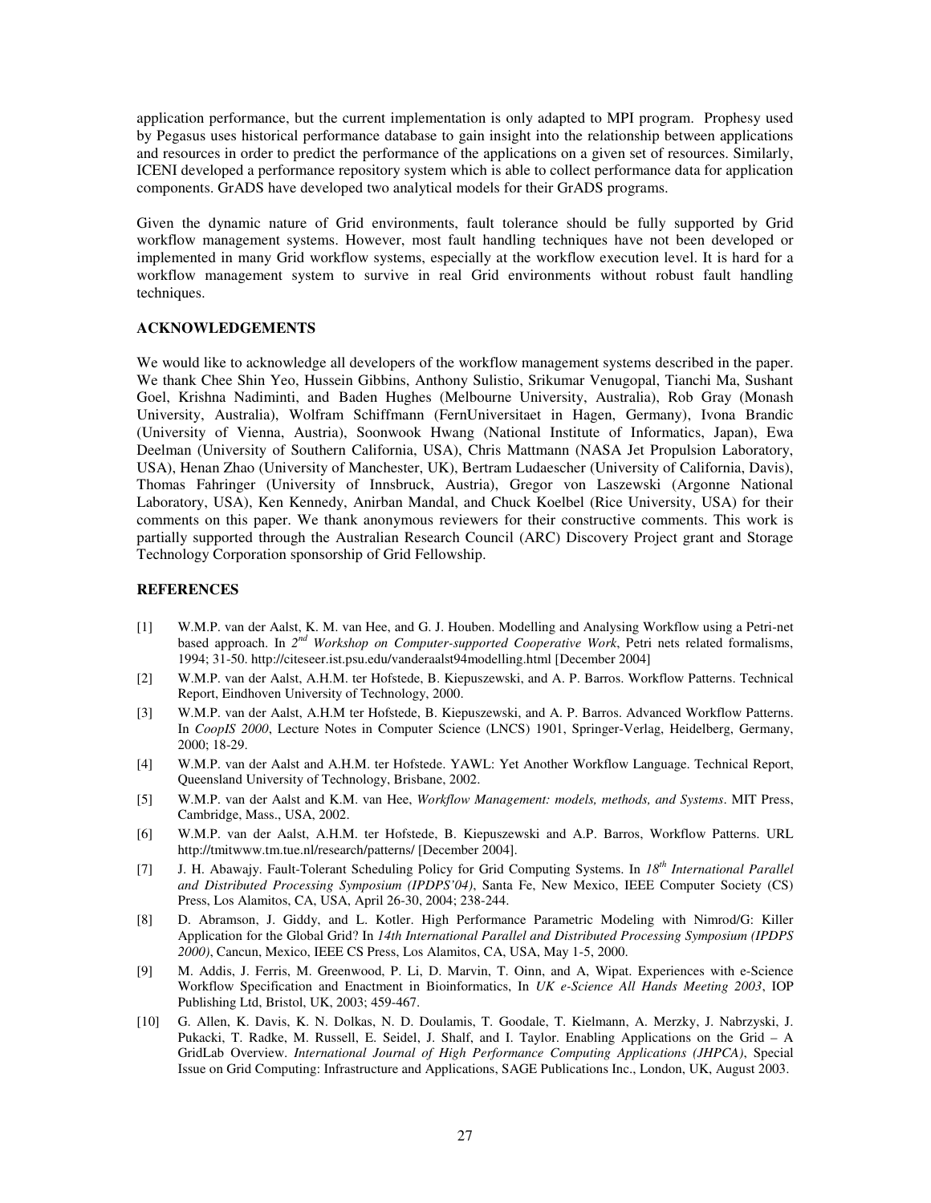application performance, but the current implementation is only adapted to MPI program. Prophesy used by Pegasus uses historical performance database to gain insight into the relationship between applications and resources in order to predict the performance of the applications on a given set of resources. Similarly, ICENI developed a performance repository system which is able to collect performance data for application components. GrADS have developed two analytical models for their GrADS programs.

Given the dynamic nature of Grid environments, fault tolerance should be fully supported by Grid workflow management systems. However, most fault handling techniques have not been developed or implemented in many Grid workflow systems, especially at the workflow execution level. It is hard for a workflow management system to survive in real Grid environments without robust fault handling techniques.

## ACKNOWLEDGEMENTS

We would like to acknowledge all developers of the workflow management systems described in the paper. We thank Chee Shin Yeo, Hussein Gibbins, Anthony Sulistio, Srikumar Venugopal, Tianchi Ma, Sushant Goel, Krishna Nadiminti, and Baden Hughes (Melbourne University, Australia), Rob Gray (Monash University, Australia), Wolfram Schiffmann (FernUniversitaet in Hagen, Germany), Ivona Brandic (University of Vienna, Austria), Soonwook Hwang (National Institute of Informatics, Japan), Ewa Deelman (University of Southern California, USA), Chris Mattmann (NASA Jet Propulsion Laboratory, USA), Henan Zhao (University of Manchester, UK), Bertram Ludaescher (University of California, Davis), Thomas Fahringer (University of Innsbruck, Austria), Gregor von Laszewski (Argonne National Laboratory, USA), Ken Kennedy, Anirban Mandal, and Chuck Koelbel (Rice University, USA) for their comments on this paper. We thank anonymous reviewers for their constructive comments. This work is partially supported through the Australian Research Council (ARC) Discovery Project grant and Storage Technology Corporation sponsorship of Grid Fellowship.

## REFERENCES

[1] W.M.P. van der Aalst, K. M. van Hee, and G. J. Houben. Modelling and Analysing Workflow using a Petri-net based approach. In *2nd Workshop on Computer-supported Cooperative Work*, Petri nets related formalisms, 1994; 31-50. http://citeseer.ist.psu.edu/vanderaalst94modelling.html [December 2004]

[2] W.M.P. van der Aalst, A.H.M. ter Hofstede, B. Kiepuszewski, and A. P. Barros. Workflow Patterns. Technical Report, Eindhoven University of Technology, 2000.

[3] W.M.P. van der Aalst, A.H.M ter Hofstede, B. Kiepuszewski, and A. P. Barros. Advanced Workflow Patterns. In *CoopIS 2000*, Lecture Notes in Computer Science (LNCS) 1901, Springer-Verlag, Heidelberg, Germany, 2000; 18-29.

[4] W.M.P. van der Aalst and A.H.M. ter Hofstede. YAWL: Yet Another Workflow Language. Technical Report, Queensland University of Technology, Brisbane, 2002.

[5] W.M.P. van der Aalst and K.M. van Hee, *Workflow Management: models, methods, and Systems*. MIT Press, Cambridge, Mass., USA, 2002.

[6] W.M.P. van der Aalst, A.H.M. ter Hofstede, B. Kiepuszewski and A.P. Barros, Workflow Patterns. URL http://tmitwww.tm.tue.nl/research/patterns/ [December 2004].

[7] J. H. Abawajy. Fault-Tolerant Scheduling Policy for Grid Computing Systems. In *18th International Parallel and Distributed Processing Symposium (IPDPS'04)*, Santa Fe, New Mexico, IEEE Computer Society (CS) Press, Los Alamitos, CA, USA, April 26-30, 2004; 238-244.

[8] D. Abramson, J. Giddy, and L. Kotler. High Performance Parametric Modeling with Nimrod/G: Killer Application for the Global Grid? In *14th International Parallel and Distributed Processing Symposium (IPDPS 2000)*, Cancun, Mexico, IEEE CS Press, Los Alamitos, CA, USA, May 1-5, 2000.

[9] M. Addis, J. Ferris, M. Greenwood, P. Li, D. Marvin, T. Oinn, and A, Wipat. Experiences with e-Science Workflow Specification and Enactment in Bioinformatics, In *UK e-Science All Hands Meeting 2003*, IOP Publishing Ltd, Bristol, UK, 2003; 459-467.

[10] G. Allen, K. Davis, K. N. Dolkas, N. D. Doulamis, T. Goodale, T. Kielmann, A. Merzky, J. Nabrzyski, J. Pukacki, T. Radke, M. Russell, E. Seidel, J. Shalf, and I. Taylor. Enabling Applications on the Grid – A GridLab Overview. *International Journal of High Performance Computing Applications (JHPCA)*, Special Issue on Grid Computing: Infrastructure and Applications, SAGE Publications Inc., London, UK, August 2003.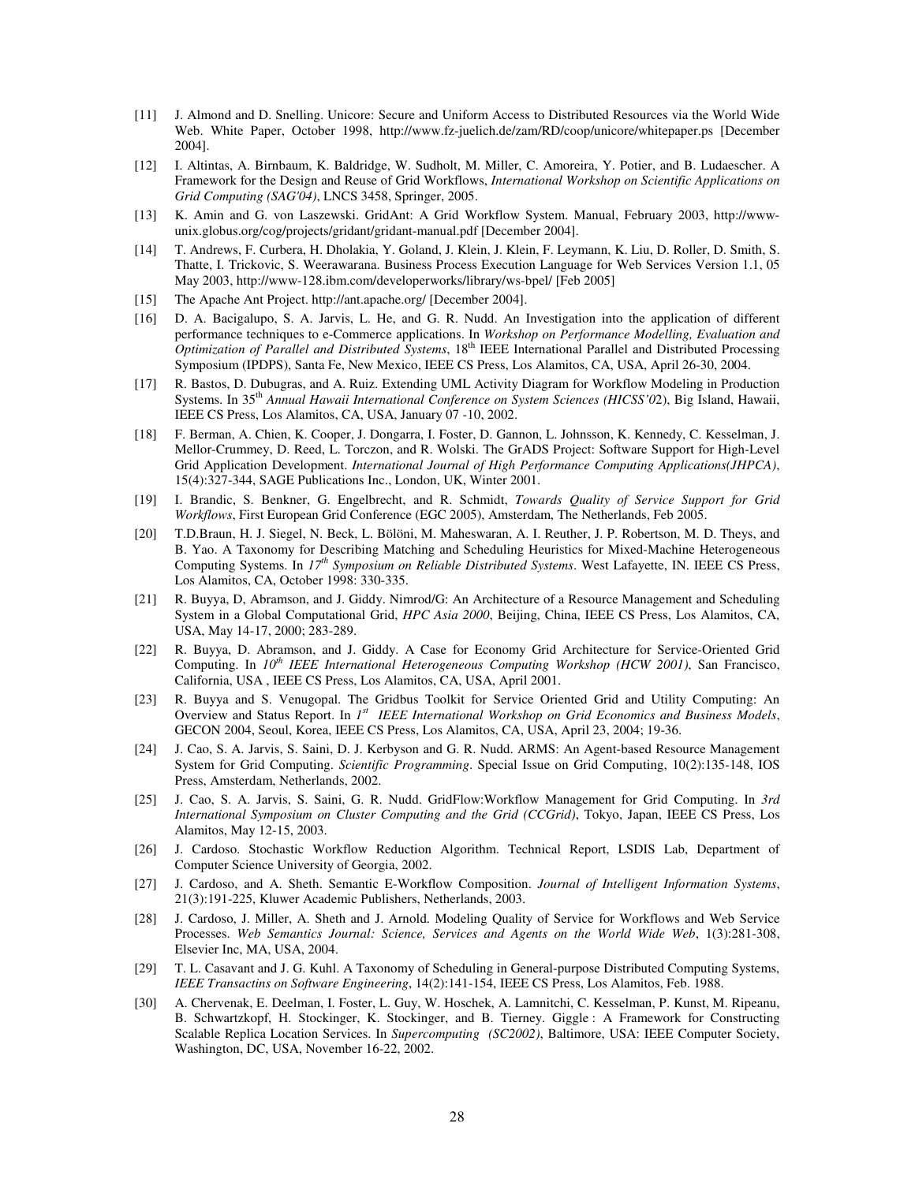[11] J. Almond and D. Snelling. Unicore: Secure and Uniform Access to Distributed Resources via the World Wide Web. White Paper, October 1998, http://www.fz-juelich.de/zam/RD/coop/unicore/whitepaper.ps [December 2004].

[12] I. Altintas, A. Birnbaum, K. Baldridge, W. Sudholt, M. Miller, C. Amoreira, Y. Potier, and B. Ludaescher. A Framework for the Design and Reuse of Grid Workflows, *International Workshop on Scientific Applications on Grid Computing (SAG'04)*, LNCS 3458, Springer, 2005.

[13] K. Amin and G. von Laszewski. GridAnt: A Grid Workflow System. Manual, February 2003, http://www-unix.globus.org/cog/projects/gridant/gridant-manual.pdf [December 2004].

[14] T. Andrews, F. Curbera, H. Dholakia, Y. Goland, J. Klein, J. Klein, F. Leymann, K. Liu, D. Roller, D. Smith, S. Thatte, I. Trickovic, S. Weerawarana. Business Process Execution Language for Web Services Version 1.1, 05 May 2003, http://www-128.ibm.com/developerworks/library/ws-bpel/ [Feb 2005]

[15] The Apache Ant Project. http://ant.apache.org/ [December 2004].

[16] D. A. Bacigalupo, S. A. Jarvis, L. He, and G. R. Nudd. An Investigation into the application of different performance techniques to e-Commerce applications. In *Workshop on Performance Modelling, Evaluation and Optimization of Parallel and Distributed Systems*, 18th IEEE International Parallel and Distributed Processing Symposium (IPDPS), Santa Fe, New Mexico, IEEE CS Press, Los Alamitos, CA, USA, April 26-30, 2004.

[17] R. Bastos, D. Dubugras, and A. Ruiz. Extending UML Activity Diagram for Workflow Modeling in Production Systems. In 35th *Annual Hawaii International Conference on System Sciences (HICSS'02)*, Big Island, Hawaii, IEEE CS Press, Los Alamitos, CA, USA, January 07 -10, 2002.

[18] F. Berman, A. Chien, K. Cooper, J. Dongarra, I. Foster, D. Gannon, L. Johnsson, K. Kennedy, C. Kesselman, J. Mellor-Crummey, D. Reed, L. Torczon, and R. Wolski. The GrADS Project: Software Support for High-Level Grid Application Development. *International Journal of High Performance Computing Applications(JHPCA)*, 15(4):327-344, SAGE Publications Inc., London, UK, Winter 2001.

[19] I. Brandic, S. Benkner, G. Engelbrecht, and R. Schmidt, *Towards Quality of Service Support for Grid Workflows*, First European Grid Conference (EGC 2005), Amsterdam, The Netherlands, Feb 2005.

[20] T.D.Braun, H. J. Siegel, N. Beck, L. Bölöni, M. Maheswaran, A. I. Reuther, J. P. Robertson, M. D. Theys, and B. Yao. A Taxonomy for Describing Matching and Scheduling Heuristics for Mixed-Machine Heterogeneous Computing Systems. In *17th Symposium on Reliable Distributed Systems*. West Lafayette, IN. IEEE CS Press, Los Alamitos, CA, October 1998: 330-335.

[21] R. Buyya, D, Abramson, and J. Giddy. Nimrod/G: An Architecture of a Resource Management and Scheduling System in a Global Computational Grid, *HPC Asia 2000*, Beijing, China, IEEE CS Press, Los Alamitos, CA, USA, May 14-17, 2000; 283-289.

[22] R. Buyya, D. Abramson, and J. Giddy. A Case for Economy Grid Architecture for Service-Oriented Grid Computing. In *10th IEEE International Heterogeneous Computing Workshop (HCW 2001)*, San Francisco, California, USA , IEEE CS Press, Los Alamitos, CA, USA, April 2001.

[23] R. Buyya and S. Venugopal. The Gridbus Toolkit for Service Oriented Grid and Utility Computing: An Overview and Status Report. In *1st IEEE International Workshop on Grid Economics and Business Models*, GECON 2004, Seoul, Korea, IEEE CS Press, Los Alamitos, CA, USA, April 23, 2004; 19-36.

[24] J. Cao, S. A. Jarvis, S. Saini, D. J. Kerbyson and G. R. Nudd. ARMS: An Agent-based Resource Management System for Grid Computing. *Scientific Programming*. Special Issue on Grid Computing, 10(2):135-148, IOS Press, Amsterdam, Netherlands, 2002.

[25] J. Cao, S. A. Jarvis, S. Saini, G. R. Nudd. GridFlow:Workflow Management for Grid Computing. In *3rd International Symposium on Cluster Computing and the Grid (CCGrid)*, Tokyo, Japan, IEEE CS Press, Los Alamitos, May 12-15, 2003.

[26] J. Cardoso. Stochastic Workflow Reduction Algorithm. Technical Report, LSDIS Lab, Department of Computer Science University of Georgia, 2002.

[27] J. Cardoso, and A. Sheth. Semantic E-Workflow Composition. *Journal of Intelligent Information Systems*, 21(3):191-225, Kluwer Academic Publishers, Netherlands, 2003.

[28] J. Cardoso, J. Miller, A. Sheth and J. Arnold. Modeling Quality of Service for Workflows and Web Service Processes. *Web Semantics Journal: Science, Services and Agents on the World Wide Web*, 1(3):281-308, Elsevier Inc, MA, USA, 2004.

[29] T. L. Casavant and J. G. Kuhl. A Taxonomy of Scheduling in General-purpose Distributed Computing Systems, *IEEE Transactins on Software Engineering*, 14(2):141-154, IEEE CS Press, Los Alamitos, Feb. 1988.

[30] A. Chervenak, E. Deelman, I. Foster, L. Guy, W. Hoschek, A. Lamnitchi, C. Kesselman, P. Kunst, M. Ripeanu, B. Schwartzkopf, H. Stockinger, K. Stockinger, and B. Tierney. Giggle : A Framework for Constructing Scalable Replica Location Services. In *Supercomputing (SC2002)*, Baltimore, USA: IEEE Computer Society, Washington, DC, USA, November 16-22, 2002.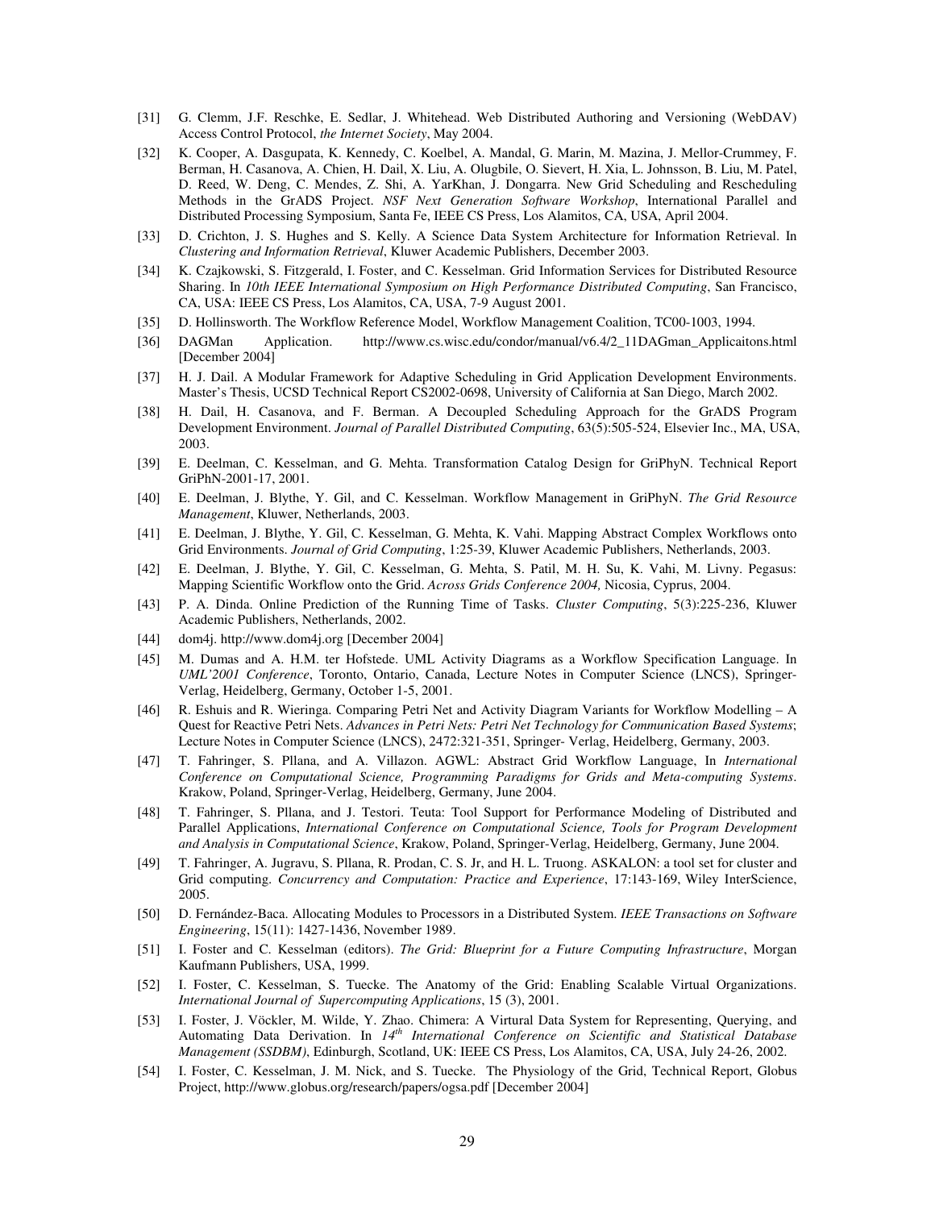[31] G. Clemm, J.F. Reschke, E. Sedlar, J. Whitehead. Web Distributed Authoring and Versioning (WebDAV) Access Control Protocol, *the Internet Society*, May 2004.

[32] K. Cooper, A. Dasgupata, K. Kennedy, C. Koelbel, A. Mandal, G. Marin, M. Mazina, J. Mellor-Crummey, F. Berman, H. Casanova, A. Chien, H. Dail, X. Liu, A. Olugbile, O. Sievert, H. Xia, L. Johnsson, B. Liu, M. Patel, D. Reed, W. Deng, C. Mendes, Z. Shi, A. YarKhan, J. Dongarra. New Grid Scheduling and Rescheduling Methods in the GrADS Project. *NSF Next Generation Software Workshop*, International Parallel and Distributed Processing Symposium, Santa Fe, IEEE CS Press, Los Alamitos, CA, USA, April 2004.

[33] D. Crichton, J. S. Hughes and S. Kelly. A Science Data System Architecture for Information Retrieval. In *Clustering and Information Retrieval*, Kluwer Academic Publishers, December 2003.

[34] K. Czajkowski, S. Fitzgerald, I. Foster, and C. Kesselman. Grid Information Services for Distributed Resource Sharing. In *10th IEEE International Symposium on High Performance Distributed Computing*, San Francisco, CA, USA: IEEE CS Press, Los Alamitos, CA, USA, 7-9 August 2001.

[35] D. Hollinsworth. The Workflow Reference Model, Workflow Management Coalition, TC00-1003, 1994.

[36] DAGMan Application. http://www.cs.wisc.edu/condor/manual/v6.4/2_11DAGman_Applicaitons.html [December 2004]

[37] H. J. Dail. A Modular Framework for Adaptive Scheduling in Grid Application Development Environments. Master's Thesis, UCSD Technical Report CS2002-0698, University of California at San Diego, March 2002.

[38] H. Dail, H. Casanova, and F. Berman. A Decoupled Scheduling Approach for the GrADS Program Development Environment. *Journal of Parallel Distributed Computing*, 63(5):505-524, Elsevier Inc., MA, USA, 2003.

[39] E. Deelman, C. Kesselman, and G. Mehta. Transformation Catalog Design for GriPhyN. Technical Report GriPhN-2001-17, 2001.

[40] E. Deelman, J. Blythe, Y. Gil, and C. Kesselman. Workflow Management in GriPhyN. *The Grid Resource Management*, Kluwer, Netherlands, 2003.

[41] E. Deelman, J. Blythe, Y. Gil, C. Kesselman, G. Mehta, K. Vahi. Mapping Abstract Complex Workflows onto Grid Environments. *Journal of Grid Computing*, 1:25-39, Kluwer Academic Publishers, Netherlands, 2003.

[42] E. Deelman, J. Blythe, Y. Gil, C. Kesselman, G. Mehta, S. Patil, M. H. Su, K. Vahi, M. Livny. Pegasus: Mapping Scientific Workflow onto the Grid. *Across Grids Conference 2004,* Nicosia, Cyprus, 2004.

[43] P. A. Dinda. Online Prediction of the Running Time of Tasks. *Cluster Computing*, 5(3):225-236, Kluwer Academic Publishers, Netherlands, 2002.

[44] dom4j. http://www.dom4j.org [December 2004]

[45] M. Dumas and A. H.M. ter Hofstede. UML Activity Diagrams as a Workflow Specification Language. In *UML'2001 Conference*, Toronto, Ontario, Canada, Lecture Notes in Computer Science (LNCS), Springer-Verlag, Heidelberg, Germany, October 1-5, 2001.

[46] R. Eshuis and R. Wieringa. Comparing Petri Net and Activity Diagram Variants for Workflow Modelling – A Quest for Reactive Petri Nets. *Advances in Petri Nets: Petri Net Technology for Communication Based Systems*; Lecture Notes in Computer Science (LNCS), 2472:321-351, Springer- Verlag, Heidelberg, Germany, 2003.

[47] T. Fahringer, S. Pllana, and A. Villazon. AGWL: Abstract Grid Workflow Language, In *International Conference on Computational Science, Programming Paradigms for Grids and Meta-computing Systems*. Krakow, Poland, Springer-Verlag, Heidelberg, Germany, June 2004.

[48] T. Fahringer, S. Pllana, and J. Testori. Teuta: Tool Support for Performance Modeling of Distributed and Parallel Applications, *International Conference on Computational Science, Tools for Program Development and Analysis in Computational Science*, Krakow, Poland, Springer-Verlag, Heidelberg, Germany, June 2004.

[49] T. Fahringer, A. Jugravu, S. Pllana, R. Prodan, C. S. Jr, and H. L. Truong. ASKALON: a tool set for cluster and Grid computing. *Concurrency and Computation: Practice and Experience*, 17:143-169, Wiley InterScience, 2005.

[50] D. Fernández-Baca. Allocating Modules to Processors in a Distributed System. *IEEE Transactions on Software Engineering*, 15(11): 1427-1436, November 1989.

[51] I. Foster and C. Kesselman (editors). *The Grid: Blueprint for a Future Computing Infrastructure*, Morgan Kaufmann Publishers, USA, 1999.

[52] I. Foster, C. Kesselman, S. Tuecke. The Anatomy of the Grid: Enabling Scalable Virtual Organizations. *International Journal of Supercomputing Applications*, 15 (3), 2001.

[53] I. Foster, J. Vöckler, M. Wilde, Y. Zhao. Chimera: A Virtural Data System for Representing, Querying, and Automating Data Derivation. In *14th International Conference on Scientific and Statistical Database Management (SSDBM)*, Edinburgh, Scotland, UK: IEEE CS Press, Los Alamitos, CA, USA, July 24-26, 2002.

[54] I. Foster, C. Kesselman, J. M. Nick, and S. Tuecke. The Physiology of the Grid, Technical Report, Globus Project, http://www.globus.org/research/papers/ogsa.pdf [December 2004]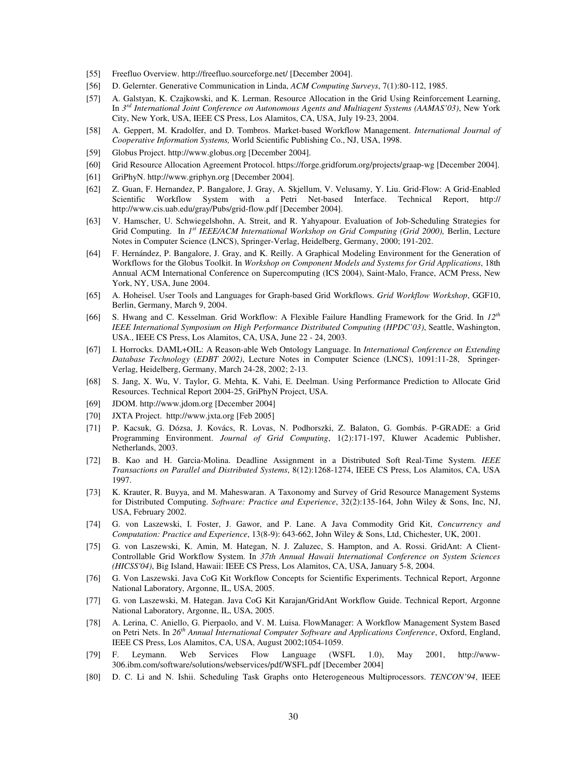[55] Freefluo Overview. http://freefluo.sourceforge.net/ [December 2004].

[56] D. Gelernter. Generative Communication in Linda, *ACM Computing Surveys*, 7(1):80-112, 1985.

[57] A. Galstyan, K. Czajkowski, and K. Lerman. Resource Allocation in the Grid Using Reinforcement Learning, In *3rd International Joint Conference on Autonomous Agents and Multiagent Systems (AAMAS'03)*, New York City, New York, USA, IEEE CS Press, Los Alamitos, CA, USA, July 19-23, 2004.

[58] A. Geppert, M. Kradolfer, and D. Tombros. Market-based Workflow Management. *International Journal of Cooperative Information Systems,* World Scientific Publishing Co., NJ, USA, 1998.

[59] Globus Project. http://www.globus.org [December 2004].

[60] Grid Resource Allocation Agreement Protocol. https://forge.gridforum.org/projects/graap-wg [December 2004].

[61] GriPhyN. http://www.griphyn.org [December 2004].

[62] Z. Guan, F. Hernandez, P. Bangalore, J. Gray, A. Skjellum, V. Velusamy, Y. Liu. Grid-Flow: A Grid-Enabled Scientific Workflow System with a Petri Net-based Interface. Technical Report, http:// http://www.cis.uab.edu/gray/Pubs/grid-flow.pdf [December 2004].

[63] V. Hamscher, U. Schwiegelshohn, A. Streit, and R. Yahyapour. Evaluation of Job-Scheduling Strategies for Grid Computing. In *1st IEEE/ACM International Workshop on Grid Computing (Grid 2000),* Berlin, Lecture Notes in Computer Science (LNCS), Springer-Verlag, Heidelberg, Germany, 2000; 191-202.

[64] F. Hernández, P. Bangalore, J. Gray, and K. Reilly. A Graphical Modeling Environment for the Generation of Workflows for the Globus Toolkit. In *Workshop on Component Models and Systems for Grid Applications*, 18th Annual ACM International Conference on Supercomputing (ICS 2004), Saint-Malo, France, ACM Press, New York, NY, USA, June 2004.

[65] A. Hoheisel. User Tools and Languages for Graph-based Grid Workflows. *Grid Workflow Workshop*, GGF10, Berlin, Germany, March 9, 2004.

[66] S. Hwang and C. Kesselman. Grid Workflow: A Flexible Failure Handling Framework for the Grid. In *12th IEEE International Symposium on High Performance Distributed Computing (HPDC'03)*, Seattle, Washington, USA., IEEE CS Press, Los Alamitos, CA, USA, June 22 - 24, 2003.

[67] I. Horrocks. DAML+OIL: A Reason-able Web Ontology Language. In *International Conference on Extending Database Technology* (*EDBT 2002)*, Lecture Notes in Computer Science (LNCS), 1091:11-28, Springer-Verlag, Heidelberg, Germany, March 24-28, 2002; 2-13.

[68] S. Jang, X. Wu, V. Taylor, G. Mehta, K. Vahi, E. Deelman. Using Performance Prediction to Allocate Grid Resources. Technical Report 2004-25, GriPhyN Project, USA.

[69] JDOM. http://www.jdom.org [December 2004]

[70] JXTA Project. http://www.jxta.org [Feb 2005]

[71] P. Kacsuk, G. Dózsa, J. Kovács, R. Lovas, N. Podhorszki, Z. Balaton, G. Gombás. P-GRADE: a Grid Programming Environment. *Journal of Grid Computing*, 1(2):171-197, Kluwer Academic Publisher, Netherlands, 2003.

[72] B. Kao and H. Garcia-Molina. Deadline Assignment in a Distributed Soft Real-Time System. *IEEE Transactions on Parallel and Distributed Systems*, 8(12):1268-1274, IEEE CS Press, Los Alamitos, CA, USA 1997.

[73] K. Krauter, R. Buyya, and M. Maheswaran. A Taxonomy and Survey of Grid Resource Management Systems for Distributed Computing. *Software: Practice and Experience*, 32(2):135-164, John Wiley & Sons, Inc, NJ, USA, February 2002.

[74] G. von Laszewski, I. Foster, J. Gawor, and P. Lane. A Java Commodity Grid Kit, *Concurrency and Computation: Practice and Experience*, 13(8-9): 643-662, John Wiley & Sons, Ltd, Chichester, UK, 2001.

[75] G. von Laszewski, K. Amin, M. Hategan, N. J. Zaluzec, S. Hampton, and A. Rossi. GridAnt: A Client-Controllable Grid Workflow System. In *37th Annual Hawaii International Conference on System Sciences (HICSS'04)*, Big Island, Hawaii: IEEE CS Press, Los Alamitos, CA, USA, January 5-8, 2004.

[76] G. Von Laszewski. Java CoG Kit Workflow Concepts for Scientific Experiments. Technical Report, Argonne National Laboratory, Argonne, IL, USA, 2005.

[77] G. von Laszewski, M. Hategan. Java CoG Kit Karajan/GridAnt Workflow Guide. Technical Report, Argonne National Laboratory, Argonne, IL, USA, 2005.

[78] A. Lerina, C. Aniello, G. Pierpaolo, and V. M. Luisa. FlowManager: A Workflow Management System Based on Petri Nets. In *26th Annual International Computer Software and Applications Conference*, Oxford, England, IEEE CS Press, Los Alamitos, CA, USA, August 2002;1054-1059.

[79] F. Leymann. Web Services Flow Language (WSFL 1.0), May 2001, http://www-306.ibm.com/software/solutions/webservices/pdf/WSFL.pdf [December 2004]

[80] D. C. Li and N. Ishii. Scheduling Task Graphs onto Heterogeneous Multiprocessors. *TENCON'94*, IEEE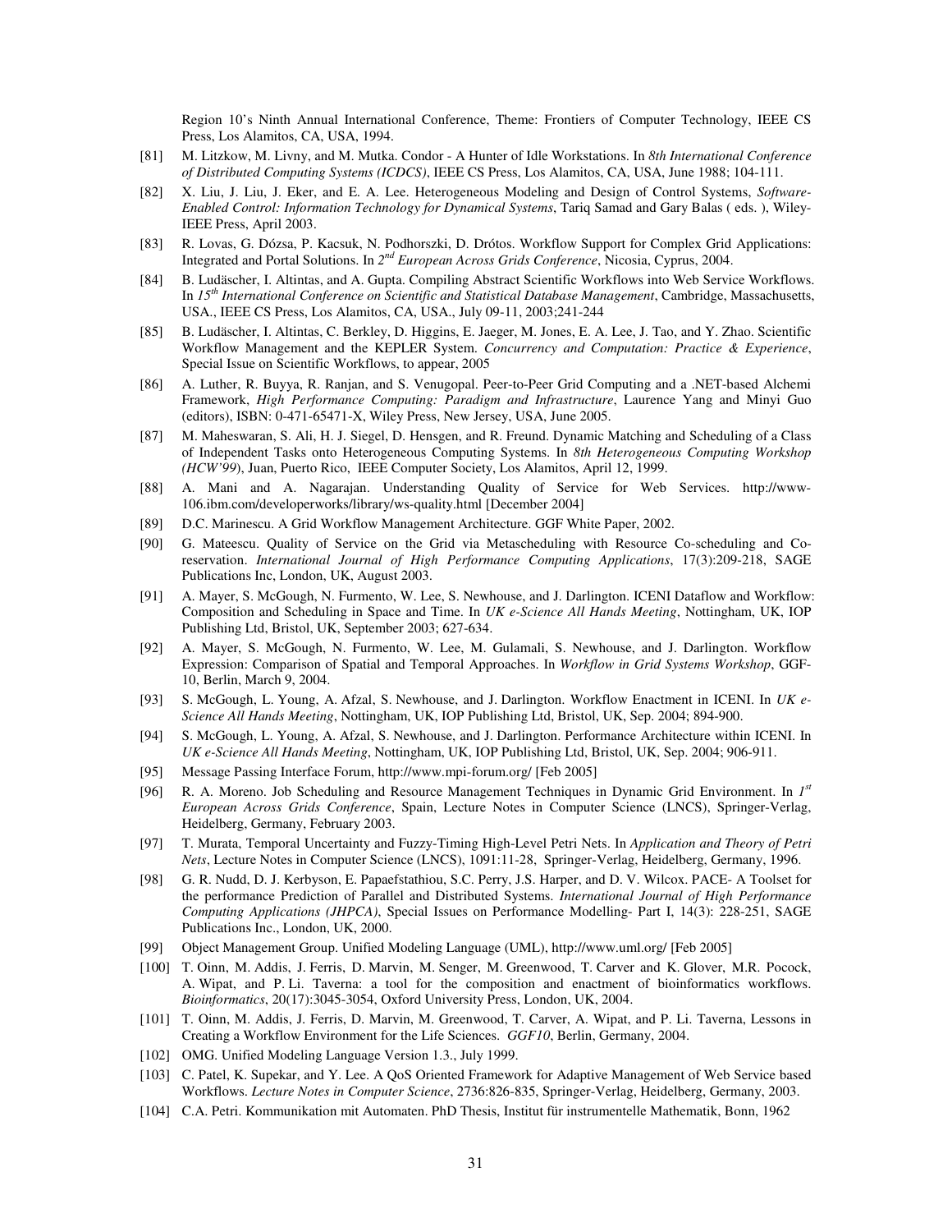Region 10's Ninth Annual International Conference, Theme: Frontiers of Computer Technology, IEEE CS Press, Los Alamitos, CA, USA, 1994.

[81] M. Litzkow, M. Livny, and M. Mutka. Condor - A Hunter of Idle Workstations. In *8th International Conference of Distributed Computing Systems (ICDCS)*, IEEE CS Press, Los Alamitos, CA, USA, June 1988; 104-111.

[82] X. Liu, J. Liu, J. Eker, and E. A. Lee. Heterogeneous Modeling and Design of Control Systems, *Software-Enabled Control: Information Technology for Dynamical Systems*, Tariq Samad and Gary Balas ( eds. ), Wiley-IEEE Press, April 2003.

[83] R. Lovas, G. Dózsa, P. Kacsuk, N. Podhorszki, D. Drótos. Workflow Support for Complex Grid Applications: Integrated and Portal Solutions. In *2nd European Across Grids Conference*, Nicosia, Cyprus, 2004.

[84] B. Ludäscher, I. Altintas, and A. Gupta. Compiling Abstract Scientific Workflows into Web Service Workflows. In *15th International Conference on Scientific and Statistical Database Management*, Cambridge, Massachusetts, USA., IEEE CS Press, Los Alamitos, CA, USA., July 09-11, 2003;241-244

[85] B. Ludäscher, I. Altintas, C. Berkley, D. Higgins, E. Jaeger, M. Jones, E. A. Lee, J. Tao, and Y. Zhao. Scientific Workflow Management and the KEPLER System. *Concurrency and Computation: Practice & Experience*, Special Issue on Scientific Workflows, to appear, 2005

[86] A. Luther, R. Buyya, R. Ranjan, and S. Venugopal. Peer-to-Peer Grid Computing and a .NET-based Alchemi Framework, *High Performance Computing: Paradigm and Infrastructure*, Laurence Yang and Minyi Guo (editors), ISBN: 0-471-65471-X, Wiley Press, New Jersey, USA, June 2005.

[87] M. Maheswaran, S. Ali, H. J. Siegel, D. Hensgen, and R. Freund. Dynamic Matching and Scheduling of a Class of Independent Tasks onto Heterogeneous Computing Systems. In *8th Heterogeneous Computing Workshop (HCW'99*), Juan, Puerto Rico, IEEE Computer Society, Los Alamitos, April 12, 1999.

[88] A. Mani and A. Nagarajan. Understanding Quality of Service for Web Services. http://www-106.ibm.com/developerworks/library/ws-quality.html [December 2004]

[89] D.C. Marinescu. A Grid Workflow Management Architecture. GGF White Paper, 2002.

[90] G. Mateescu. Quality of Service on the Grid via Metascheduling with Resource Co-scheduling and Co-reservation. *International Journal of High Performance Computing Applications*, 17(3):209-218, SAGE Publications Inc, London, UK, August 2003.

[91] A. Mayer, S. McGough, N. Furmento, W. Lee, S. Newhouse, and J. Darlington. ICENI Dataflow and Workflow: Composition and Scheduling in Space and Time. In *UK e-Science All Hands Meeting*, Nottingham, UK, IOP Publishing Ltd, Bristol, UK, September 2003; 627-634.

[92] A. Mayer, S. McGough, N. Furmento, W. Lee, M. Gulamali, S. Newhouse, and J. Darlington. Workflow Expression: Comparison of Spatial and Temporal Approaches. In *Workflow in Grid Systems Workshop*, GGF-10, Berlin, March 9, 2004.

[93] S. McGough, L. Young, A. Afzal, S. Newhouse, and J. Darlington. Workflow Enactment in ICENI. In *UK e-Science All Hands Meeting*, Nottingham, UK, IOP Publishing Ltd, Bristol, UK, Sep. 2004; 894-900.

[94] S. McGough, L. Young, A. Afzal, S. Newhouse, and J. Darlington. Performance Architecture within ICENI. In *UK e-Science All Hands Meeting*, Nottingham, UK, IOP Publishing Ltd, Bristol, UK, Sep. 2004; 906-911.

[95] Message Passing Interface Forum, http://www.mpi-forum.org/ [Feb 2005]

[96] R. A. Moreno. Job Scheduling and Resource Management Techniques in Dynamic Grid Environment. In *1st European Across Grids Conference*, Spain, Lecture Notes in Computer Science (LNCS), Springer-Verlag, Heidelberg, Germany, February 2003.

[97] T. Murata, Temporal Uncertainty and Fuzzy-Timing High-Level Petri Nets. In *Application and Theory of Petri Nets*, Lecture Notes in Computer Science (LNCS), 1091:11-28, Springer-Verlag, Heidelberg, Germany, 1996.

[98] G. R. Nudd, D. J. Kerbyson, E. Papaefstathiou, S.C. Perry, J.S. Harper, and D. V. Wilcox. PACE- A Toolset for the performance Prediction of Parallel and Distributed Systems. *International Journal of High Performance Computing Applications (JHPCA)*, Special Issues on Performance Modelling- Part I, 14(3): 228-251, SAGE Publications Inc., London, UK, 2000.

[99] Object Management Group. Unified Modeling Language (UML), http://www.uml.org/ [Feb 2005]

[100] T. Oinn, M. Addis, J. Ferris, D. Marvin, M. Senger, M. Greenwood, T. Carver and K. Glover, M.R. Pocock, A. Wipat, and P. Li. Taverna: a tool for the composition and enactment of bioinformatics workflows. *Bioinformatics*, 20(17):3045-3054, Oxford University Press, London, UK, 2004.

[101] T. Oinn, M. Addis, J. Ferris, D. Marvin, M. Greenwood, T. Carver, A. Wipat, and P. Li. Taverna, Lessons in Creating a Workflow Environment for the Life Sciences. *GGF10*, Berlin, Germany, 2004.

[102] OMG. Unified Modeling Language Version 1.3., July 1999.

[103] C. Patel, K. Supekar, and Y. Lee. A QoS Oriented Framework for Adaptive Management of Web Service based Workflows. *Lecture Notes in Computer Science*, 2736:826-835, Springer-Verlag, Heidelberg, Germany, 2003.

[104] C.A. Petri. Kommunikation mit Automaten. PhD Thesis, Institut für instrumentelle Mathematik, Bonn, 1962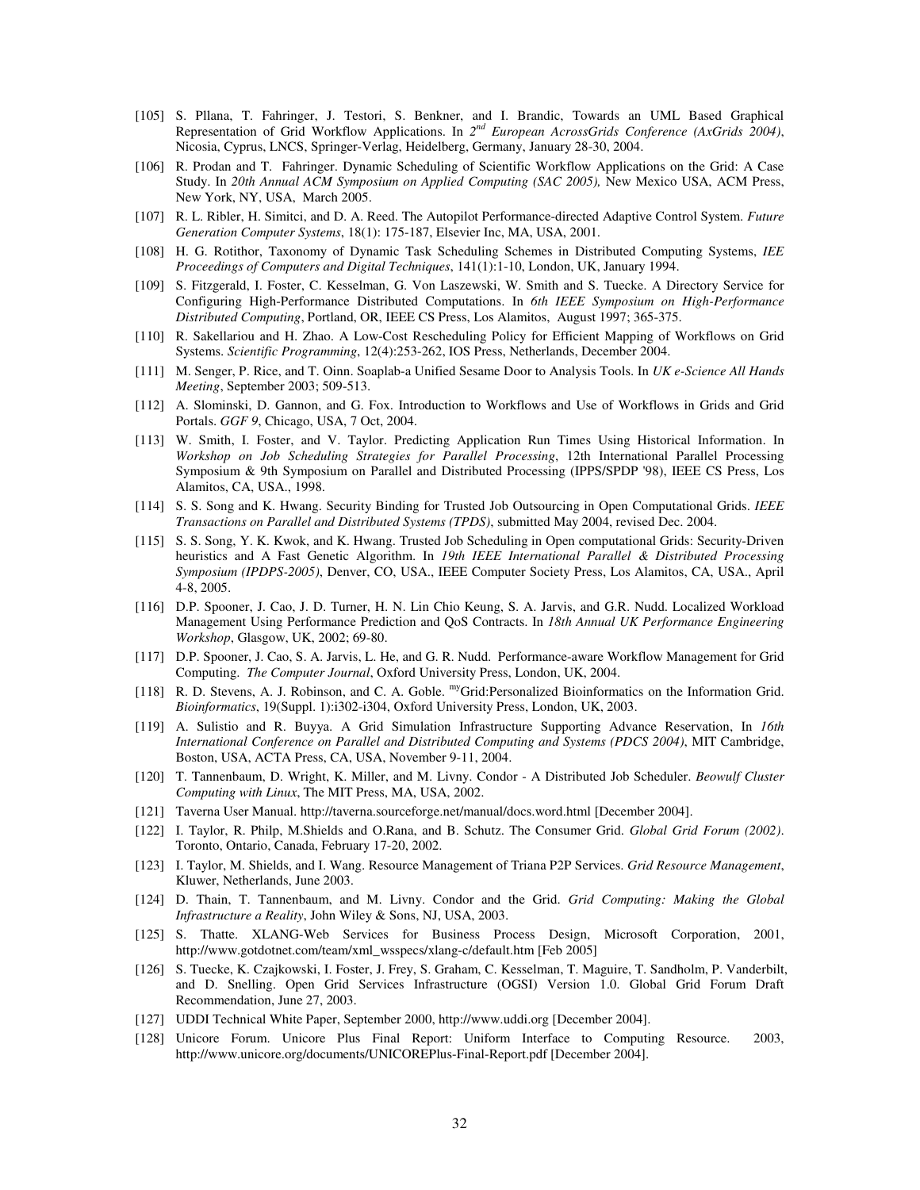[105] S. Pllana, T. Fahringer, J. Testori, S. Benkner, and I. Brandic, Towards an UML Based Graphical Representation of Grid Workflow Applications. In *2nd European AcrossGrids Conference (AxGrids 2004)*, Nicosia, Cyprus, LNCS, Springer-Verlag, Heidelberg, Germany, January 28-30, 2004.

[106] R. Prodan and T. Fahringer. Dynamic Scheduling of Scientific Workflow Applications on the Grid: A Case Study. In *20th Annual ACM Symposium on Applied Computing (SAC 2005),* New Mexico USA, ACM Press, New York, NY, USA, March 2005.

[107] R. L. Ribler, H. Simitci, and D. A. Reed. The Autopilot Performance-directed Adaptive Control System. *Future Generation Computer Systems*, 18(1): 175-187, Elsevier Inc, MA, USA, 2001.

[108] H. G. Rotithor, Taxonomy of Dynamic Task Scheduling Schemes in Distributed Computing Systems, *IEE Proceedings of Computers and Digital Techniques*, 141(1):1-10, London, UK, January 1994.

[109] S. Fitzgerald, I. Foster, C. Kesselman, G. Von Laszewski, W. Smith and S. Tuecke. A Directory Service for Configuring High-Performance Distributed Computations. In *6th IEEE Symposium on High-Performance Distributed Computing*, Portland, OR, IEEE CS Press, Los Alamitos, August 1997; 365-375.

[110] R. Sakellariou and H. Zhao. A Low-Cost Rescheduling Policy for Efficient Mapping of Workflows on Grid Systems. *Scientific Programming*, 12(4):253-262, IOS Press, Netherlands, December 2004.

[111] M. Senger, P. Rice, and T. Oinn. Soaplab-a Unified Sesame Door to Analysis Tools. In *UK e-Science All Hands Meeting*, September 2003; 509-513.

[112] A. Slominski, D. Gannon, and G. Fox. Introduction to Workflows and Use of Workflows in Grids and Grid Portals. *GGF 9*, Chicago, USA, 7 Oct, 2004.

[113] W. Smith, I. Foster, and V. Taylor. Predicting Application Run Times Using Historical Information. In *Workshop on Job Scheduling Strategies for Parallel Processing*, 12th International Parallel Processing Symposium & 9th Symposium on Parallel and Distributed Processing (IPPS/SPDP '98), IEEE CS Press, Los Alamitos, CA, USA., 1998.

[114] S. S. Song and K. Hwang. Security Binding for Trusted Job Outsourcing in Open Computational Grids. *IEEE Transactions on Parallel and Distributed Systems (TPDS)*, submitted May 2004, revised Dec. 2004.

[115] S. S. Song, Y. K. Kwok, and K. Hwang. Trusted Job Scheduling in Open computational Grids: Security-Driven heuristics and A Fast Genetic Algorithm. In *19th IEEE International Parallel & Distributed Processing Symposium (IPDPS-2005)*, Denver, CO, USA., IEEE Computer Society Press, Los Alamitos, CA, USA., April 4-8, 2005.

[116] D.P. Spooner, J. Cao, J. D. Turner, H. N. Lin Chio Keung, S. A. Jarvis, and G.R. Nudd. Localized Workload Management Using Performance Prediction and QoS Contracts. In *18th Annual UK Performance Engineering Workshop*, Glasgow, UK, 2002; 69-80.

[117] D.P. Spooner, J. Cao, S. A. Jarvis, L. He, and G. R. Nudd. Performance-aware Workflow Management for Grid Computing. *The Computer Journal*, Oxford University Press, London, UK, 2004.

[118] R. D. Stevens, A. J. Robinson, and C. A. Goble. myGrid:Personalized Bioinformatics on the Information Grid. *Bioinformatics*, 19(Suppl. 1):i302-i304, Oxford University Press, London, UK, 2003.

[119] A. Sulistio and R. Buyya. A Grid Simulation Infrastructure Supporting Advance Reservation, In *16th International Conference on Parallel and Distributed Computing and Systems (PDCS 2004)*, MIT Cambridge, Boston, USA, ACTA Press, CA, USA, November 9-11, 2004.

[120] T. Tannenbaum, D. Wright, K. Miller, and M. Livny. Condor - A Distributed Job Scheduler. *Beowulf Cluster Computing with Linux*, The MIT Press, MA, USA, 2002.

[121] Taverna User Manual. http://taverna.sourceforge.net/manual/docs.word.html [December 2004].

[122] I. Taylor, R. Philp, M.Shields and O.Rana, and B. Schutz. The Consumer Grid. *Global Grid Forum (2002)*. Toronto, Ontario, Canada, February 17-20, 2002.

[123] I. Taylor, M. Shields, and I. Wang. Resource Management of Triana P2P Services. *Grid Resource Management*, Kluwer, Netherlands, June 2003.

[124] D. Thain, T. Tannenbaum, and M. Livny. Condor and the Grid. *Grid Computing: Making the Global Infrastructure a Reality*, John Wiley & Sons, NJ, USA, 2003.

[125] S. Thatte. XLANG-Web Services for Business Process Design, Microsoft Corporation, 2001, http://www.gotdotnet.com/team/xml_wsspecs/xlang-c/default.htm [Feb 2005]

[126] S. Tuecke, K. Czajkowski, I. Foster, J. Frey, S. Graham, C. Kesselman, T. Maguire, T. Sandholm, P. Vanderbilt, and D. Snelling. Open Grid Services Infrastructure (OGSI) Version 1.0. Global Grid Forum Draft Recommendation, June 27, 2003.

[127] UDDI Technical White Paper, September 2000, http://www.uddi.org [December 2004].

[128] Unicore Forum. Unicore Plus Final Report: Uniform Interface to Computing Resource. 2003, http://www.unicore.org/documents/UNICOREPlus-Final-Report.pdf [December 2004].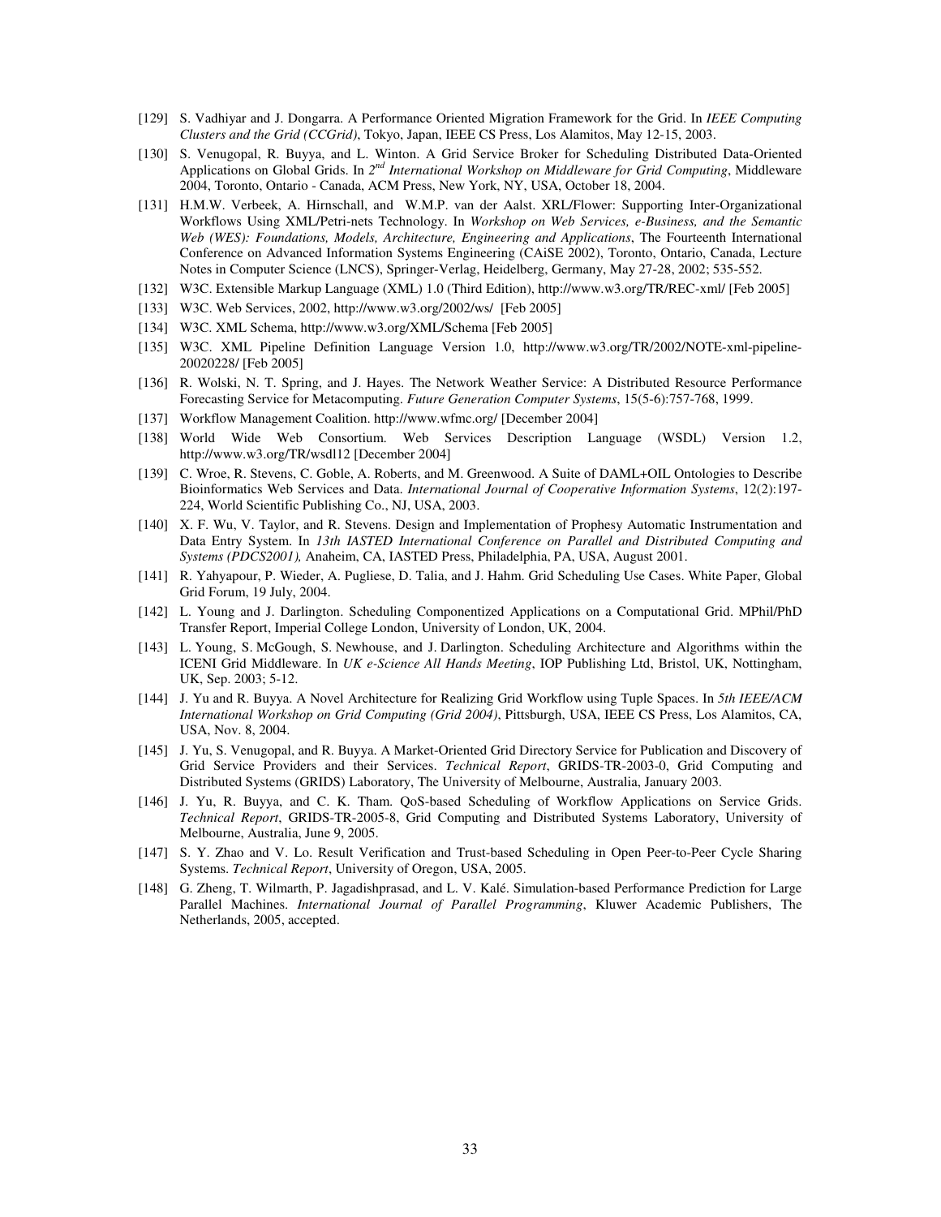[129] S. Vadhiyar and J. Dongarra. A Performance Oriented Migration Framework for the Grid. In *IEEE Computing Clusters and the Grid (CCGrid)*, Tokyo, Japan, IEEE CS Press, Los Alamitos, May 12-15, 2003.

[130] S. Venugopal, R. Buyya, and L. Winton. A Grid Service Broker for Scheduling Distributed Data-Oriented Applications on Global Grids. In *2nd International Workshop on Middleware for Grid Computing*, Middleware 2004, Toronto, Ontario - Canada, ACM Press, New York, NY, USA, October 18, 2004.

[131] H.M.W. Verbeek, A. Hirnschall, and W.M.P. van der Aalst. XRL/Flower: Supporting Inter-Organizational Workflows Using XML/Petri-nets Technology. In *Workshop on Web Services, e-Business, and the Semantic Web (WES): Foundations, Models, Architecture, Engineering and Applications*, The Fourteenth International Conference on Advanced Information Systems Engineering (CAiSE 2002), Toronto, Ontario, Canada, Lecture Notes in Computer Science (LNCS), Springer-Verlag, Heidelberg, Germany, May 27-28, 2002; 535-552.

[132] W3C. Extensible Markup Language (XML) 1.0 (Third Edition), http://www.w3.org/TR/REC-xml/ [Feb 2005]

[133] W3C. Web Services, 2002, http://www.w3.org/2002/ws/ [Feb 2005]

[134] W3C. XML Schema, http://www.w3.org/XML/Schema [Feb 2005]

[135] W3C. XML Pipeline Definition Language Version 1.0, http://www.w3.org/TR/2002/NOTE-xml-pipeline-20020228/ [Feb 2005]

[136] R. Wolski, N. T. Spring, and J. Hayes. The Network Weather Service: A Distributed Resource Performance Forecasting Service for Metacomputing. *Future Generation Computer Systems*, 15(5-6):757-768, 1999.

[137] Workflow Management Coalition. http://www.wfmc.org/ [December 2004]

[138] World Wide Web Consortium. Web Services Description Language (WSDL) Version 1.2, http://www.w3.org/TR/wsdl12 [December 2004]

[139] C. Wroe, R. Stevens, C. Goble, A. Roberts, and M. Greenwood. A Suite of DAML+OIL Ontologies to Describe Bioinformatics Web Services and Data. *International Journal of Cooperative Information Systems*, 12(2):197-224, World Scientific Publishing Co., NJ, USA, 2003.

[140] X. F. Wu, V. Taylor, and R. Stevens. Design and Implementation of Prophesy Automatic Instrumentation and Data Entry System. In *13th IASTED International Conference on Parallel and Distributed Computing and Systems (PDCS2001),* Anaheim, CA, IASTED Press, Philadelphia, PA, USA, August 2001.

[141] R. Yahyapour, P. Wieder, A. Pugliese, D. Talia, and J. Hahm. Grid Scheduling Use Cases. White Paper, Global Grid Forum, 19 July, 2004.

[142] L. Young and J. Darlington. Scheduling Componentized Applications on a Computational Grid. MPhil/PhD Transfer Report, Imperial College London, University of London, UK, 2004.

[143] L. Young, S. McGough, S. Newhouse, and J. Darlington. Scheduling Architecture and Algorithms within the ICENI Grid Middleware. In *UK e-Science All Hands Meeting*, IOP Publishing Ltd, Bristol, UK, Nottingham, UK, Sep. 2003; 5-12.

[144] J. Yu and R. Buyya. A Novel Architecture for Realizing Grid Workflow using Tuple Spaces. In *5th IEEE/ACM International Workshop on Grid Computing (Grid 2004)*, Pittsburgh, USA, IEEE CS Press, Los Alamitos, CA, USA, Nov. 8, 2004.

[145] J. Yu, S. Venugopal, and R. Buyya. A Market-Oriented Grid Directory Service for Publication and Discovery of Grid Service Providers and their Services. *Technical Report*, GRIDS-TR-2003-0, Grid Computing and Distributed Systems (GRIDS) Laboratory, The University of Melbourne, Australia, January 2003.

[146] J. Yu, R. Buyya, and C. K. Tham. QoS-based Scheduling of Workflow Applications on Service Grids. *Technical Report*, GRIDS-TR-2005-8, Grid Computing and Distributed Systems Laboratory, University of Melbourne, Australia, June 9, 2005.

[147] S. Y. Zhao and V. Lo. Result Verification and Trust-based Scheduling in Open Peer-to-Peer Cycle Sharing Systems. *Technical Report*, University of Oregon, USA, 2005.

[148] G. Zheng, T. Wilmarth, P. Jagadishprasad, and L. V. Kalé. Simulation-based Performance Prediction for Large Parallel Machines. *International Journal of Parallel Programming*, Kluwer Academic Publishers, The Netherlands, 2005, accepted.